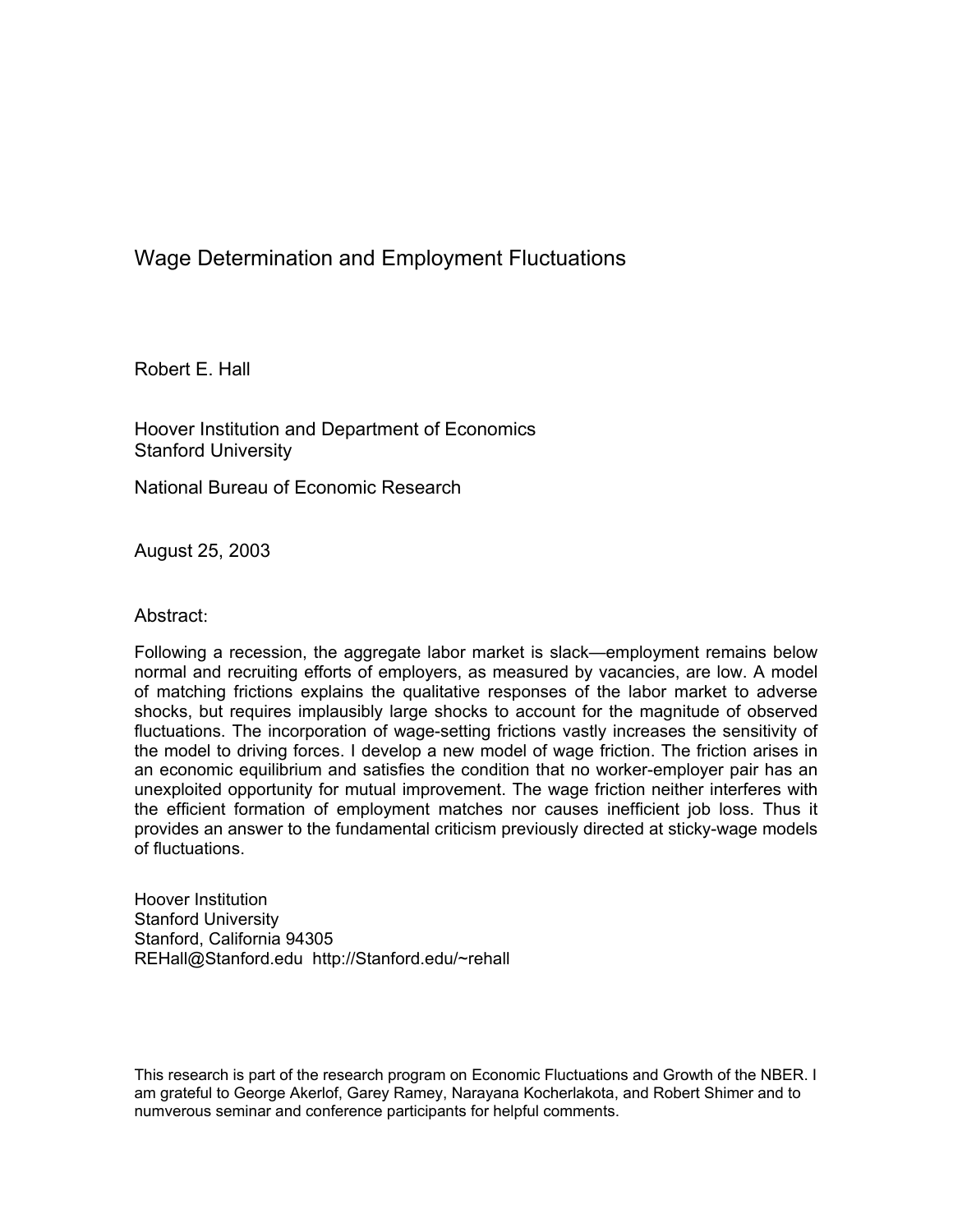# Wage Determination and Employment Fluctuations

Robert E. Hall

Hoover Institution and Department of Economics
Stanford University

National Bureau of Economic Research

August 25, 2003

Abstract:

Following a recession, the aggregate labor market is slack—employment remains below normal and recruiting efforts of employers, as measured by vacancies, are low. A model of matching frictions explains the qualitative responses of the labor market to adverse shocks, but requires implausibly large shocks to account for the magnitude of observed fluctuations. The incorporation of wage-setting frictions vastly increases the sensitivity of the model to driving forces. I develop a new model of wage friction. The friction arises in an economic equilibrium and satisfies the condition that no worker-employer pair has an unexploited opportunity for mutual improvement. The wage friction neither interferes with the efficient formation of employment matches nor causes inefficient job loss. Thus it provides an answer to the fundamental criticism previously directed at sticky-wage models of fluctuations.

Hoover Institution
Stanford University
Stanford, California 94305
REHall@Stanford.edu http://Stanford.edu/~rehall

This research is part of the research program on Economic Fluctuations and Growth of the NBER. I am grateful to George Akerlof, Garey Ramey, Narayana Kocherlakota, and Robert Shimer and to numverous seminar and conference participants for helpful comments.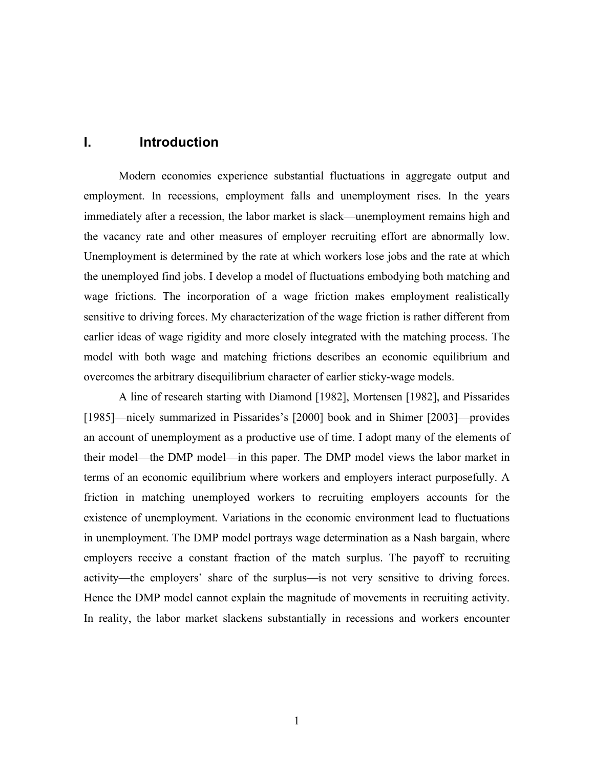# I. Introduction

Modern economies experience substantial fluctuations in aggregate output and employment. In recessions, employment falls and unemployment rises. In the years immediately after a recession, the labor market is slack—unemployment remains high and the vacancy rate and other measures of employer recruiting effort are abnormally low. Unemployment is determined by the rate at which workers lose jobs and the rate at which the unemployed find jobs. I develop a model of fluctuations embodying both matching and wage frictions. The incorporation of a wage friction makes employment realistically sensitive to driving forces. My characterization of the wage friction is rather different from earlier ideas of wage rigidity and more closely integrated with the matching process. The model with both wage and matching frictions describes an economic equilibrium and overcomes the arbitrary disequilibrium character of earlier sticky-wage models.

A line of research starting with Diamond [1982], Mortensen [1982], and Pissarides [1985]—nicely summarized in Pissarides's [2000] book and in Shimer [2003]—provides an account of unemployment as a productive use of time. I adopt many of the elements of their model—the DMP model—in this paper. The DMP model views the labor market in terms of an economic equilibrium where workers and employers interact purposefully. A friction in matching unemployed workers to recruiting employers accounts for the existence of unemployment. Variations in the economic environment lead to fluctuations in unemployment. The DMP model portrays wage determination as a Nash bargain, where employers receive a constant fraction of the match surplus. The payoff to recruiting activity—the employers' share of the surplus—is not very sensitive to driving forces. Hence the DMP model cannot explain the magnitude of movements in recruiting activity. In reality, the labor market slackens substantially in recessions and workers encounter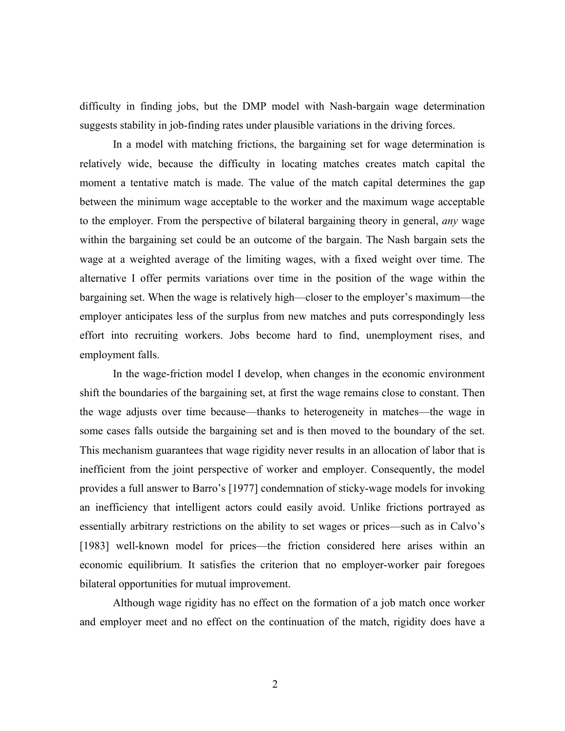difficulty in finding jobs, but the DMP model with Nash-bargain wage determination suggests stability in job-finding rates under plausible variations in the driving forces.

In a model with matching frictions, the bargaining set for wage determination is relatively wide, because the difficulty in locating matches creates match capital the moment a tentative match is made. The value of the match capital determines the gap between the minimum wage acceptable to the worker and the maximum wage acceptable to the employer. From the perspective of bilateral bargaining theory in general, *any* wage within the bargaining set could be an outcome of the bargain. The Nash bargain sets the wage at a weighted average of the limiting wages, with a fixed weight over time. The alternative I offer permits variations over time in the position of the wage within the bargaining set. When the wage is relatively high—closer to the employer's maximum—the employer anticipates less of the surplus from new matches and puts correspondingly less effort into recruiting workers. Jobs become hard to find, unemployment rises, and employment falls.

In the wage-friction model I develop, when changes in the economic environment shift the boundaries of the bargaining set, at first the wage remains close to constant. Then the wage adjusts over time because—thanks to heterogeneity in matches—the wage in some cases falls outside the bargaining set and is then moved to the boundary of the set. This mechanism guarantees that wage rigidity never results in an allocation of labor that is inefficient from the joint perspective of worker and employer. Consequently, the model provides a full answer to Barro's [1977] condemnation of sticky-wage models for invoking an inefficiency that intelligent actors could easily avoid. Unlike frictions portrayed as essentially arbitrary restrictions on the ability to set wages or prices—such as in Calvo's [1983] well-known model for prices—the friction considered here arises within an economic equilibrium. It satisfies the criterion that no employer-worker pair foregoes bilateral opportunities for mutual improvement.

Although wage rigidity has no effect on the formation of a job match once worker and employer meet and no effect on the continuation of the match, rigidity does have a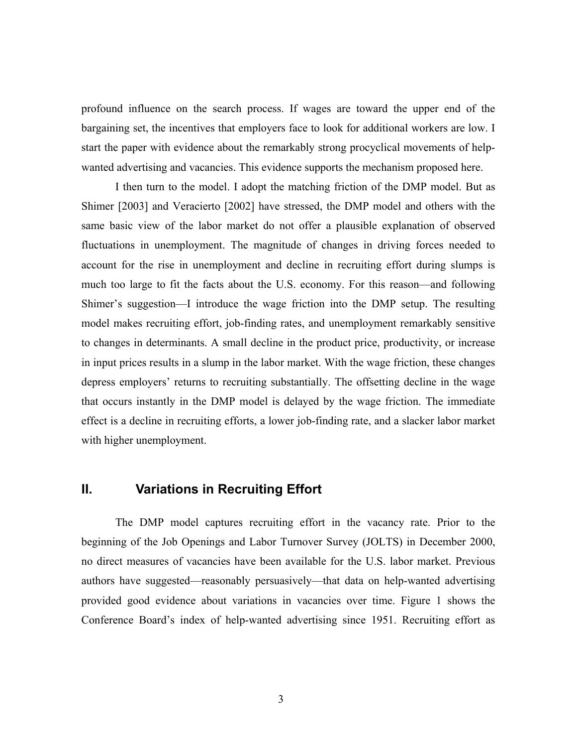profound influence on the search process. If wages are toward the upper end of the bargaining set, the incentives that employers face to look for additional workers are low. I start the paper with evidence about the remarkably strong procyclical movements of help-wanted advertising and vacancies. This evidence supports the mechanism proposed here.

I then turn to the model. I adopt the matching friction of the DMP model. But as Shimer [2003] and Veracierto [2002] have stressed, the DMP model and others with the same basic view of the labor market do not offer a plausible explanation of observed fluctuations in unemployment. The magnitude of changes in driving forces needed to account for the rise in unemployment and decline in recruiting effort during slumps is much too large to fit the facts about the U.S. economy. For this reason—and following Shimer's suggestion—I introduce the wage friction into the DMP setup. The resulting model makes recruiting effort, job-finding rates, and unemployment remarkably sensitive to changes in determinants. A small decline in the product price, productivity, or increase in input prices results in a slump in the labor market. With the wage friction, these changes depress employers' returns to recruiting substantially. The offsetting decline in the wage that occurs instantly in the DMP model is delayed by the wage friction. The immediate effect is a decline in recruiting efforts, a lower job-finding rate, and a slacker labor market with higher unemployment.

## II. Variations in Recruiting Effort

The DMP model captures recruiting effort in the vacancy rate. Prior to the beginning of the Job Openings and Labor Turnover Survey (JOLTS) in December 2000, no direct measures of vacancies have been available for the U.S. labor market. Previous authors have suggested—reasonably persuasively—that data on help-wanted advertising provided good evidence about variations in vacancies over time. Figure 1 shows the Conference Board's index of help-wanted advertising since 1951. Recruiting effort as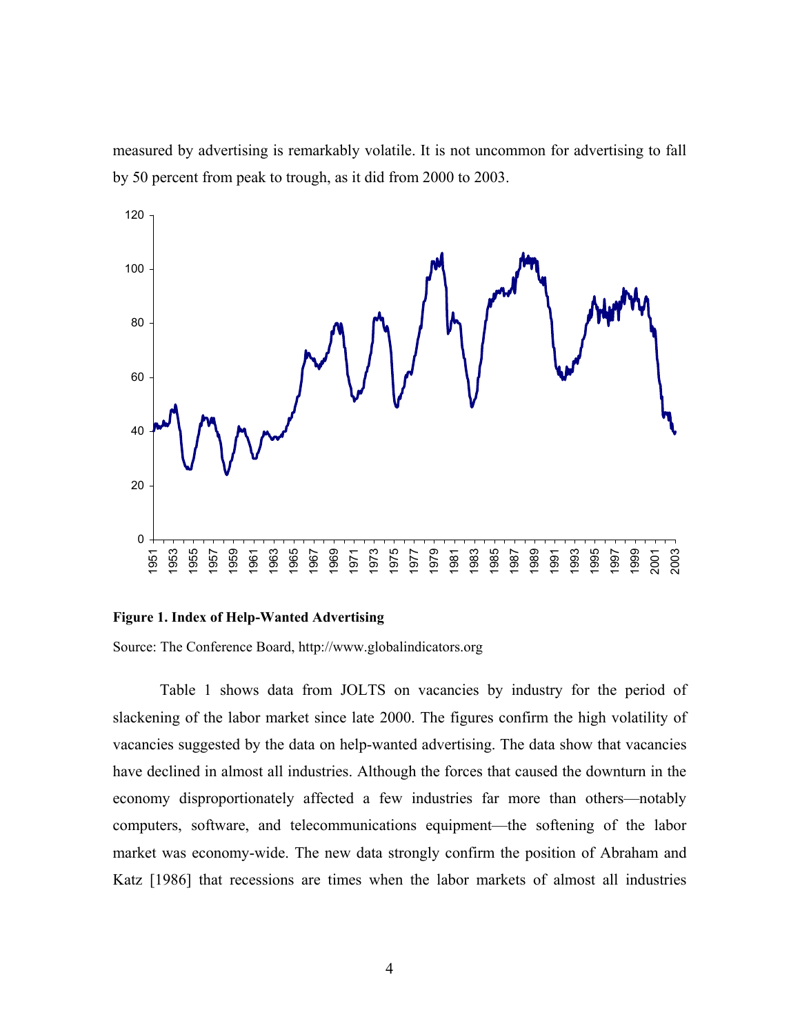measured by advertising is remarkably volatile. It is not uncommon for advertising to fall by 50 percent from peak to trough, as it did from 2000 to 2003.

**Figure 1. Index of Help-Wanted Advertising**

Source: The Conference Board, http://www.globalindicators.org

Table 1 shows data from JOLTS on vacancies by industry for the period of slackening of the labor market since late 2000. The figures confirm the high volatility of vacancies suggested by the data on help-wanted advertising. The data show that vacancies have declined in almost all industries. Although the forces that caused the downturn in the economy disproportionately affected a few industries far more than others—notably computers, software, and telecommunications equipment—the softening of the labor market was economy-wide. The new data strongly confirm the position of Abraham and Katz [1986] that recessions are times when the labor markets of almost all industries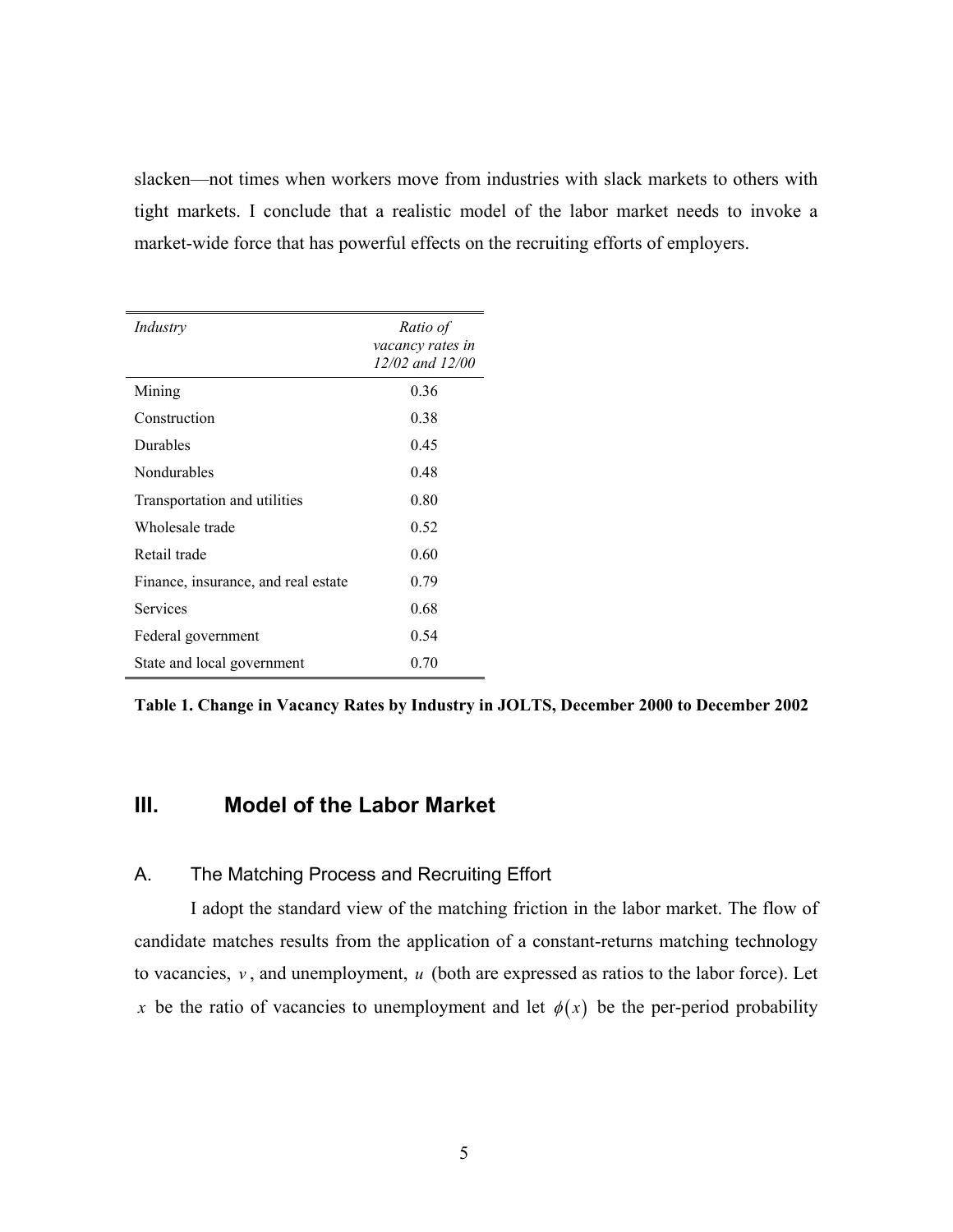slacken—not times when workers move from industries with slack markets to others with tight markets. I conclude that a realistic model of the labor market needs to invoke a market-wide force that has powerful effects on the recruiting efforts of employers.

| *Industry* | *Ratio of vacancy rates in 12/02 and 12/00* |
|---|---|
| Mining | 0.36 |
| Construction | 0.38 |
| Durables | 0.45 |
| Nondurables | 0.48 |
| Transportation and utilities | 0.80 |
| Wholesale trade | 0.52 |
| Retail trade | 0.60 |
| Finance, insurance, and real estate | 0.79 |
| Services | 0.68 |
| Federal government | 0.54 |
| State and local government | 0.70 |

**Table 1. Change in Vacancy Rates by Industry in JOLTS, December 2000 to December 2002**

## III. Model of the Labor Market

### A. The Matching Process and Recruiting Effort

I adopt the standard view of the matching friction in the labor market. The flow of candidate matches results from the application of a constant-returns matching technology to vacancies, $v$, and unemployment, $u$ (both are expressed as ratios to the labor force). Let $x$ be the ratio of vacancies to unemployment and let $\phi(x)$ be the per-period probability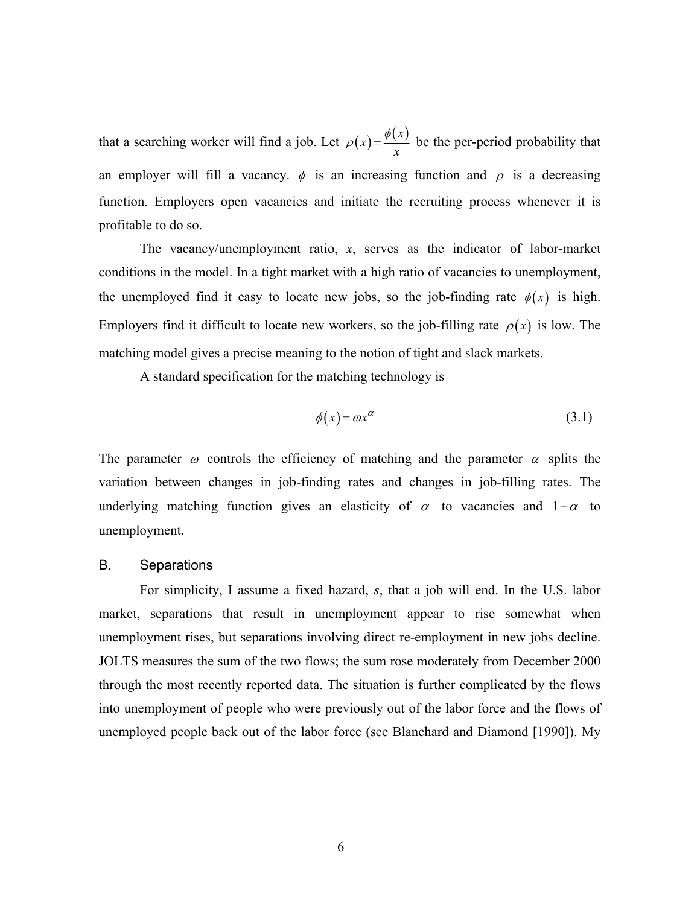that a searching worker will find a job. Let $\rho(x) = \frac{\phi(x)}{x}$ be the per-period probability that an employer will fill a vacancy. $\phi$ is an increasing function and $\rho$ is a decreasing function. Employers open vacancies and initiate the recruiting process whenever it is profitable to do so.

The vacancy/unemployment ratio, $x$, serves as the indicator of labor-market conditions in the model. In a tight market with a high ratio of vacancies to unemployment, the unemployed find it easy to locate new jobs, so the job-finding rate $\phi(x)$ is high. Employers find it difficult to locate new workers, so the job-filling rate $\rho(x)$ is low. The matching model gives a precise meaning to the notion of tight and slack markets.

A standard specification for the matching technology is

$$\phi(x) = \omega x^{\alpha} \tag{3.1}$$

The parameter $\omega$ controls the efficiency of matching and the parameter $\alpha$ splits the variation between changes in job-finding rates and changes in job-filling rates. The underlying matching function gives an elasticity of $\alpha$ to vacancies and $1-\alpha$ to unemployment.

## B. Separations

For simplicity, I assume a fixed hazard, $s$, that a job will end. In the U.S. labor market, separations that result in unemployment appear to rise somewhat when unemployment rises, but separations involving direct re-employment in new jobs decline. JOLTS measures the sum of the two flows; the sum rose moderately from December 2000 through the most recently reported data. The situation is further complicated by the flows into unemployment of people who were previously out of the labor force and the flows of unemployed people back out of the labor force (see Blanchard and Diamond [1990]). My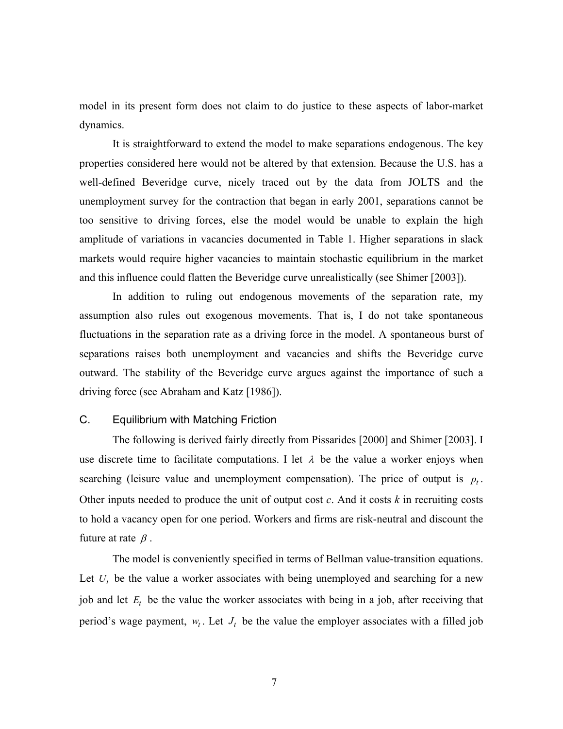model in its present form does not claim to do justice to these aspects of labor-market dynamics.

It is straightforward to extend the model to make separations endogenous. The key properties considered here would not be altered by that extension. Because the U.S. has a well-defined Beveridge curve, nicely traced out by the data from JOLTS and the unemployment survey for the contraction that began in early 2001, separations cannot be too sensitive to driving forces, else the model would be unable to explain the high amplitude of variations in vacancies documented in Table 1. Higher separations in slack markets would require higher vacancies to maintain stochastic equilibrium in the market and this influence could flatten the Beveridge curve unrealistically (see Shimer [2003]).

In addition to ruling out endogenous movements of the separation rate, my assumption also rules out exogenous movements. That is, I do not take spontaneous fluctuations in the separation rate as a driving force in the model. A spontaneous burst of separations raises both unemployment and vacancies and shifts the Beveridge curve outward. The stability of the Beveridge curve argues against the importance of such a driving force (see Abraham and Katz [1986]).

### C. Equilibrium with Matching Friction

The following is derived fairly directly from Pissarides [2000] and Shimer [2003]. I use discrete time to facilitate computations. I let $\lambda$ be the value a worker enjoys when searching (leisure value and unemployment compensation). The price of output is $p_t$. Other inputs needed to produce the unit of output cost $c$. And it costs $k$ in recruiting costs to hold a vacancy open for one period. Workers and firms are risk-neutral and discount the future at rate $\beta$.

The model is conveniently specified in terms of Bellman value-transition equations. Let $U_t$ be the value a worker associates with being unemployed and searching for a new job and let $E_t$ be the value the worker associates with being in a job, after receiving that period's wage payment, $w_t$. Let $J_t$ be the value the employer associates with a filled job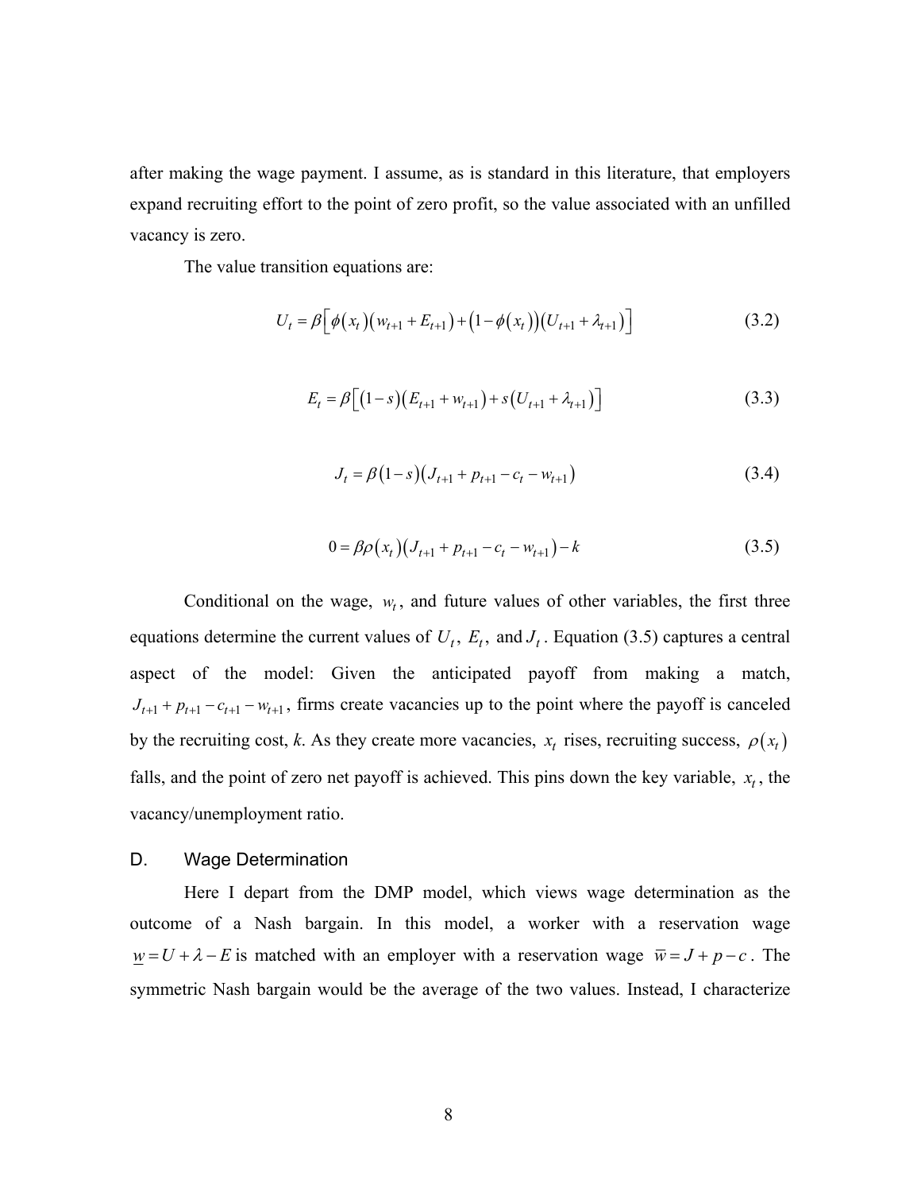after making the wage payment. I assume, as is standard in this literature, that employers expand recruiting effort to the point of zero profit, so the value associated with an unfilled vacancy is zero.

The value transition equations are:

$$U_t = \beta\left[\phi(x_t)(w_{t+1} + E_{t+1}) + (1-\phi(x_t))(U_{t+1} + \lambda_{t+1})\right] \tag{3.2}$$

$$E_t = \beta\left[(1-s)(E_{t+1} + w_{t+1}) + s(U_{t+1} + \lambda_{t+1})\right] \tag{3.3}$$

$$J_t = \beta(1-s)(J_{t+1} + p_{t+1} - c_t - w_{t+1}) \tag{3.4}$$

$$0 = \beta\rho(x_t)(J_{t+1} + p_{t+1} - c_t - w_{t+1}) - k \tag{3.5}$$

Conditional on the wage, $w_t$, and future values of other variables, the first three equations determine the current values of $U_t$, $E_t$, and $J_t$. Equation (3.5) captures a central aspect of the model: Given the anticipated payoff from making a match, $J_{t+1} + p_{t+1} - c_{t+1} - w_{t+1}$, firms create vacancies up to the point where the payoff is canceled by the recruiting cost, *k*. As they create more vacancies, $x_t$ rises, recruiting success, $\rho(x_t)$ falls, and the point of zero net payoff is achieved. This pins down the key variable, $x_t$, the vacancy/unemployment ratio.

## D. Wage Determination

Here I depart from the DMP model, which views wage determination as the outcome of a Nash bargain. In this model, a worker with a reservation wage $\underline{w} = U + \lambda - E$ is matched with an employer with a reservation wage $\overline{w} = J + p - c$. The symmetric Nash bargain would be the average of the two values. Instead, I characterize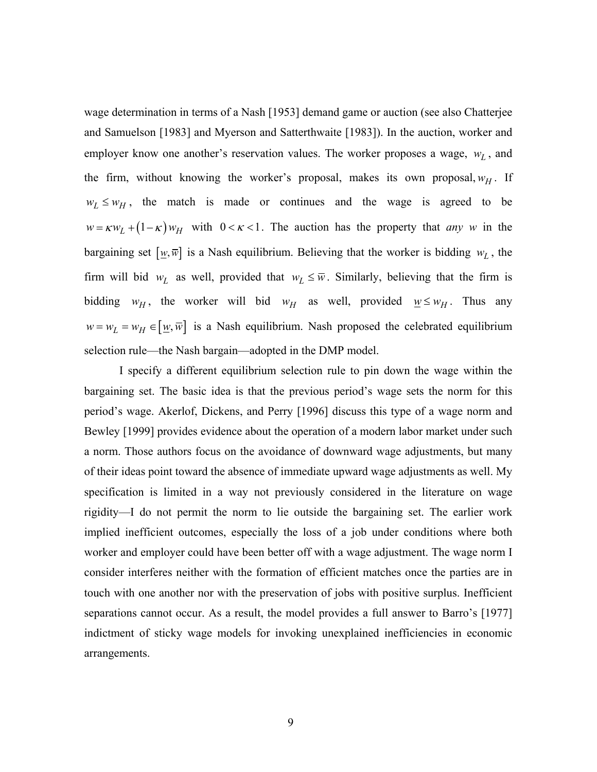wage determination in terms of a Nash [1953] demand game or auction (see also Chatterjee and Samuelson [1983] and Myerson and Satterthwaite [1983]). In the auction, worker and employer know one another's reservation values. The worker proposes a wage, $w_L$, and the firm, without knowing the worker's proposal, makes its own proposal, $w_H$. If $w_L \le w_H$, the match is made or continues and the wage is agreed to be $w = \kappa w_L + (1-\kappa) w_H$ with $0 < \kappa < 1$. The auction has the property that *any* $w$ in the bargaining set $[\underline{w}, \overline{w}]$ is a Nash equilibrium. Believing that the worker is bidding $w_L$, the firm will bid $w_L$ as well, provided that $w_L \le \overline{w}$. Similarly, believing that the firm is bidding $w_H$, the worker will bid $w_H$ as well, provided $\underline{w} \le w_H$. Thus any $w = w_L = w_H \in [\underline{w}, \overline{w}]$ is a Nash equilibrium. Nash proposed the celebrated equilibrium selection rule—the Nash bargain—adopted in the DMP model.

I specify a different equilibrium selection rule to pin down the wage within the bargaining set. The basic idea is that the previous period's wage sets the norm for this period's wage. Akerlof, Dickens, and Perry [1996] discuss this type of a wage norm and Bewley [1999] provides evidence about the operation of a modern labor market under such a norm. Those authors focus on the avoidance of downward wage adjustments, but many of their ideas point toward the absence of immediate upward wage adjustments as well. My specification is limited in a way not previously considered in the literature on wage rigidity—I do not permit the norm to lie outside the bargaining set. The earlier work implied inefficient outcomes, especially the loss of a job under conditions where both worker and employer could have been better off with a wage adjustment. The wage norm I consider interferes neither with the formation of efficient matches once the parties are in touch with one another nor with the preservation of jobs with positive surplus. Inefficient separations cannot occur. As a result, the model provides a full answer to Barro's [1977] indictment of sticky wage models for invoking unexplained inefficiencies in economic arrangements.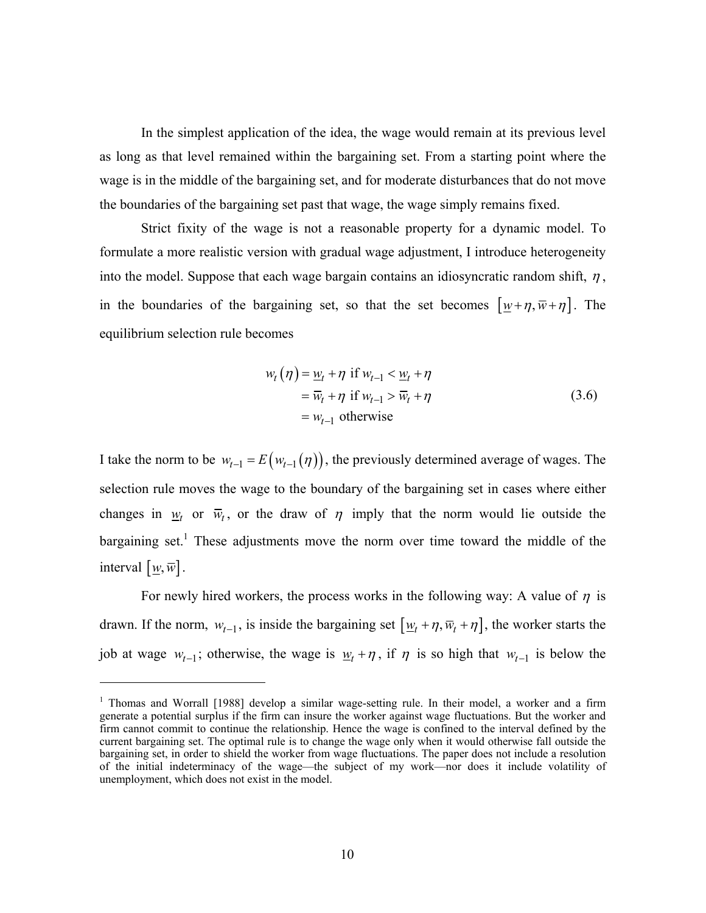In the simplest application of the idea, the wage would remain at its previous level as long as that level remained within the bargaining set. From a starting point where the wage is in the middle of the bargaining set, and for moderate disturbances that do not move the boundaries of the bargaining set past that wage, the wage simply remains fixed.

Strict fixity of the wage is not a reasonable property for a dynamic model. To formulate a more realistic version with gradual wage adjustment, I introduce heterogeneity into the model. Suppose that each wage bargain contains an idiosyncratic random shift, $\eta$, in the boundaries of the bargaining set, so that the set becomes $[\underline{w}+\eta, \overline{w}+\eta]$. The equilibrium selection rule becomes

$$
\begin{aligned}
w_t(\eta) &= \underline{w}_t + \eta \text{ if } w_{t-1} < \underline{w}_t + \eta \\
&= \overline{w}_t + \eta \text{ if } w_{t-1} > \overline{w}_t + \eta \\
&= w_{t-1} \text{ otherwise}
\end{aligned}
\tag{3.6}
$$

I take the norm to be $w_{t-1} = E\left(w_{t-1}(\eta)\right)$, the previously determined average of wages. The selection rule moves the wage to the boundary of the bargaining set in cases where either changes in $\underline{w}_t$ or $\overline{w}_t$, or the draw of $\eta$ imply that the norm would lie outside the bargaining set.[1] These adjustments move the norm over time toward the middle of the interval $[\underline{w}, \overline{w}]$.

For newly hired workers, the process works in the following way: A value of $\eta$ is drawn. If the norm, $w_{t-1}$, is inside the bargaining set $[\underline{w}_t + \eta, \overline{w}_t + \eta]$, the worker starts the job at wage $w_{t-1}$; otherwise, the wage is $\underline{w}_t + \eta$, if $\eta$ is so high that $w_{t-1}$ is below the

---

[1] Thomas and Worrall [1988] develop a similar wage-setting rule. In their model, a worker and a firm generate a potential surplus if the firm can insure the worker against wage fluctuations. But the worker and firm cannot commit to continue the relationship. Hence the wage is confined to the interval defined by the current bargaining set. The optimal rule is to change the wage only when it would otherwise fall outside the bargaining set, in order to shield the worker from wage fluctuations. The paper does not include a resolution of the initial indeterminacy of the wage—the subject of my work—nor does it include volatility of unemployment, which does not exist in the model.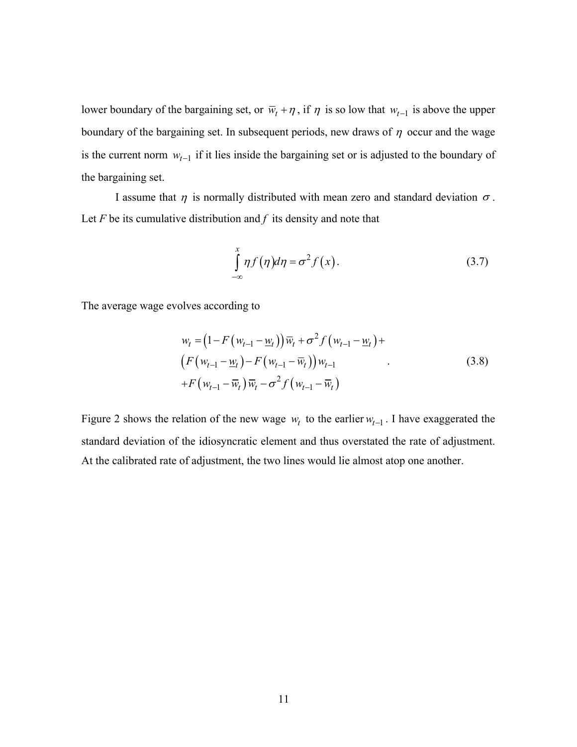lower boundary of the bargaining set, or $\overline{w}_t + \eta$, if $\eta$ is so low that $w_{t-1}$ is above the upper boundary of the bargaining set. In subsequent periods, new draws of $\eta$ occur and the wage is the current norm $w_{t-1}$ if it lies inside the bargaining set or is adjusted to the boundary of the bargaining set.

I assume that $\eta$ is normally distributed with mean zero and standard deviation $\sigma$. Let $F$ be its cumulative distribution and $f$ its density and note that

$$\int_{-\infty}^{x} \eta f(\eta) d\eta = \sigma^2 f(x). \tag{3.7}$$

The average wage evolves according to

$$\begin{aligned} w_t =& \left(1 - F\left(w_{t-1} - \underline{w}_t\right)\right)\overline{w}_t + \sigma^2 f\left(w_{t-1} - \underline{w}_t\right) + \\ & \left(F\left(w_{t-1} - \underline{w}_t\right) - F\left(w_{t-1} - \overline{w}_t\right)\right) w_{t-1} \\ & + F\left(w_{t-1} - \overline{w}_t\right)\overline{w}_t - \sigma^2 f\left(w_{t-1} - \overline{w}_t\right) \end{aligned} \tag{3.8}$$

Figure 2 shows the relation of the new wage $w_t$ to the earlier $w_{t-1}$. I have exaggerated the standard deviation of the idiosyncratic element and thus overstated the rate of adjustment. At the calibrated rate of adjustment, the two lines would lie almost atop one another.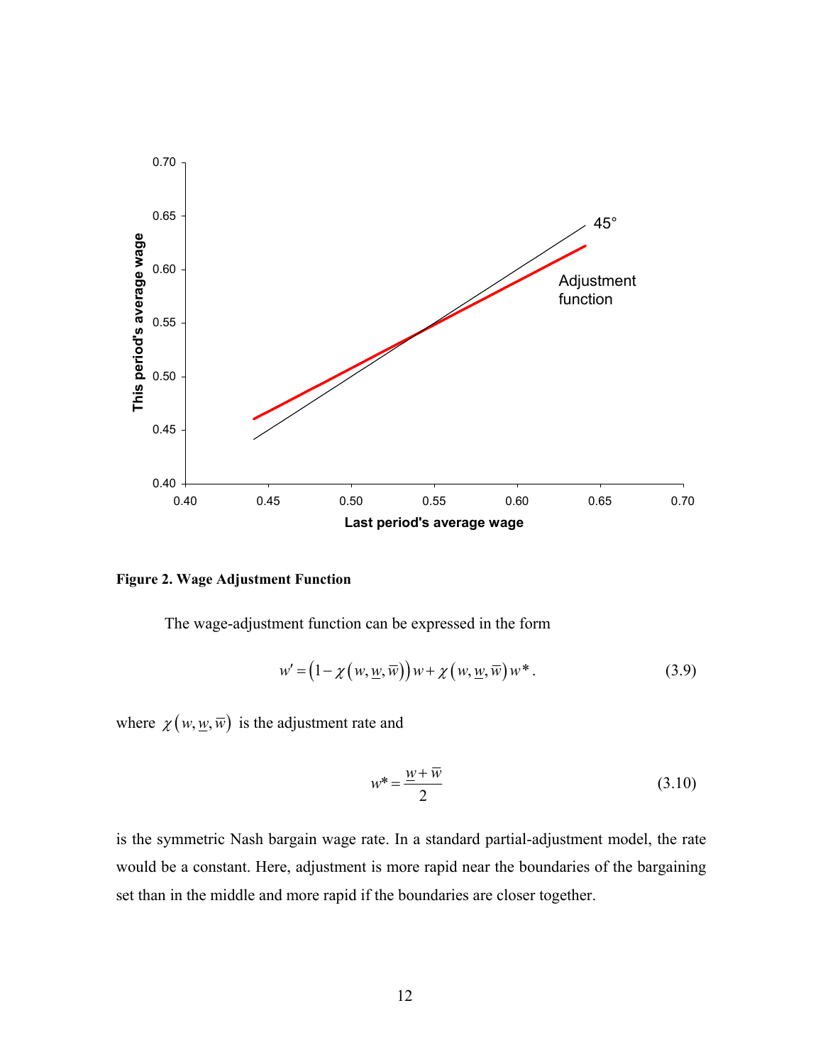**Figure 2. Wage Adjustment Function**

The wage-adjustment function can be expressed in the form

$$w' = \left(1 - \chi\left(w, \underline{w}, \overline{w}\right)\right) w + \chi\left(w, \underline{w}, \overline{w}\right) w^* . \tag{3.9}$$

where $\chi\left(w, \underline{w}, \overline{w}\right)$ is the adjustment rate and

$$w^* = \frac{\underline{w} + \overline{w}}{2} \tag{3.10}$$

is the symmetric Nash bargain wage rate. In a standard partial-adjustment model, the rate would be a constant. Here, adjustment is more rapid near the boundaries of the bargaining set than in the middle and more rapid if the boundaries are closer together.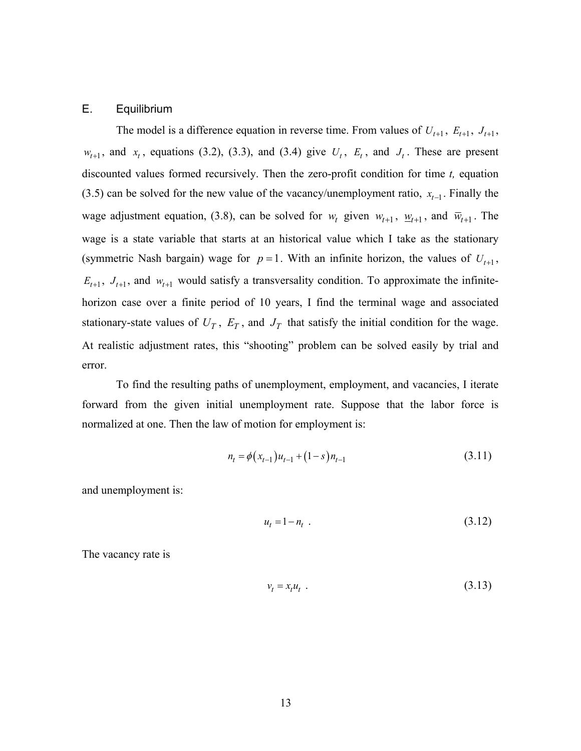## E. Equilibrium

The model is a difference equation in reverse time. From values of $U_{t+1}$, $E_{t+1}$, $J_{t+1}$, $w_{t+1}$, and $x_t$, equations (3.2), (3.3), and (3.4) give $U_t$, $E_t$, and $J_t$. These are present discounted values formed recursively. Then the zero-profit condition for time *t,* equation (3.5) can be solved for the new value of the vacancy/unemployment ratio, $x_{t-1}$. Finally the wage adjustment equation, (3.8), can be solved for $w_t$ given $w_{t+1}$, $\underline{w}_{t+1}$, and $\overline{w}_{t+1}$. The wage is a state variable that starts at an historical value which I take as the stationary (symmetric Nash bargain) wage for $p = 1$. With an infinite horizon, the values of $U_{t+1}$, $E_{t+1}$, $J_{t+1}$, and $w_{t+1}$ would satisfy a transversality condition. To approximate the infinite-horizon case over a finite period of 10 years, I find the terminal wage and associated stationary-state values of $U_T$, $E_T$, and $J_T$ that satisfy the initial condition for the wage. At realistic adjustment rates, this "shooting" problem can be solved easily by trial and error.

To find the resulting paths of unemployment, employment, and vacancies, I iterate forward from the given initial unemployment rate. Suppose that the labor force is normalized at one. Then the law of motion for employment is:

$$n_t = \phi(x_{t-1})u_{t-1} + (1-s)n_{t-1} \tag{3.11}$$

and unemployment is:

$$u_t = 1 - n_t \ . \tag{3.12}$$

The vacancy rate is

$$v_t = x_t u_t \ . \tag{3.13}$$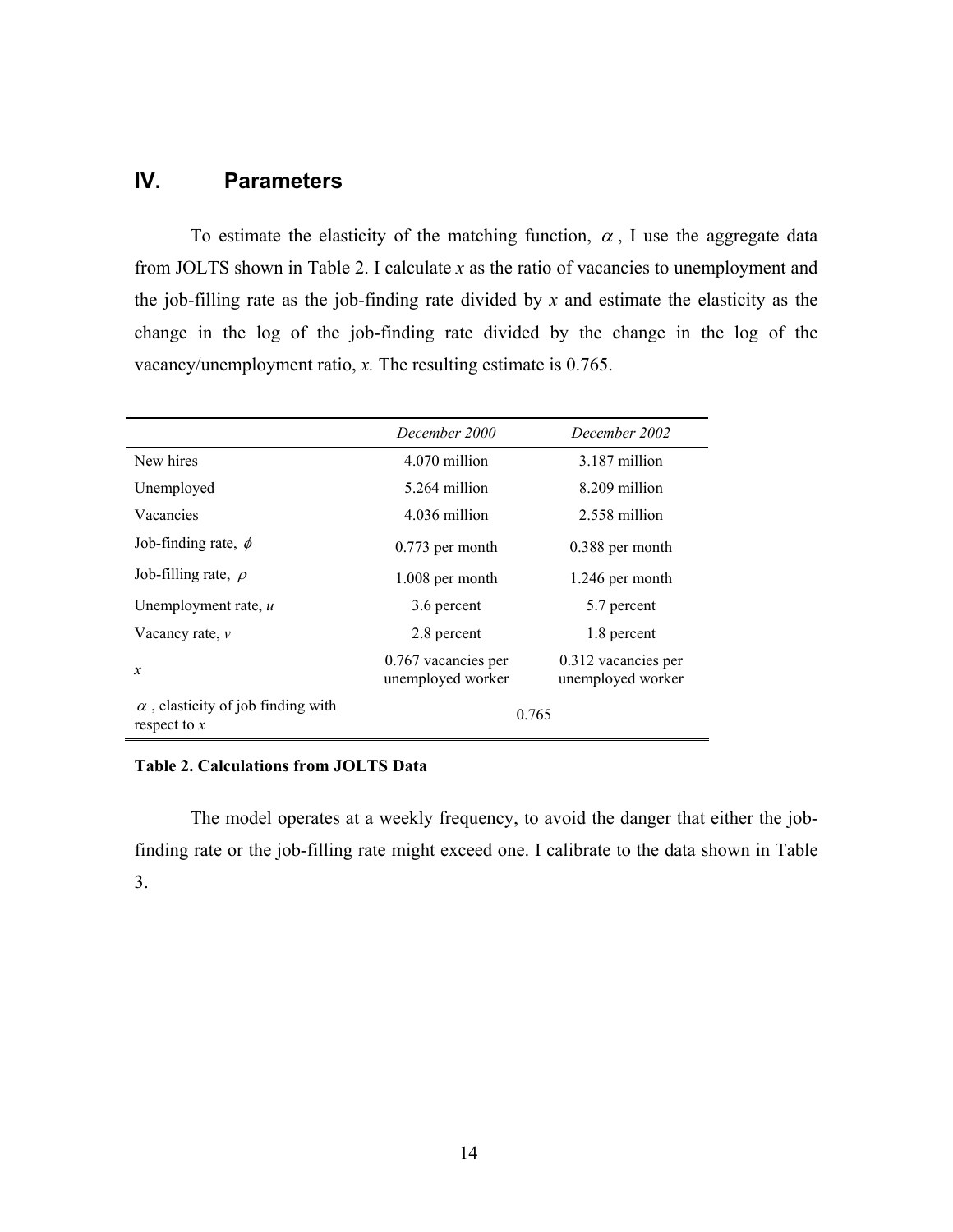## IV. Parameters

To estimate the elasticity of the matching function, $\alpha$, I use the aggregate data from JOLTS shown in Table 2. I calculate *x* as the ratio of vacancies to unemployment and the job-filling rate as the job-finding rate divided by *x* and estimate the elasticity as the change in the log of the job-finding rate divided by the change in the log of the vacancy/unemployment ratio, *x.* The resulting estimate is 0.765.

| | *December 2000* | *December 2002* |
|---|---|---|
| New hires | 4.070 million | 3.187 million |
| Unemployed | 5.264 million | 8.209 million |
| Vacancies | 4.036 million | 2.558 million |
| Job-finding rate, $\phi$ | 0.773 per month | 0.388 per month |
| Job-filling rate, $\rho$ | 1.008 per month | 1.246 per month |
| Unemployment rate, $u$ | 3.6 percent | 5.7 percent |
| Vacancy rate, $v$ | 2.8 percent | 1.8 percent |
| $x$ | 0.767 vacancies per unemployed worker | 0.312 vacancies per unemployed worker |
| $\alpha$, elasticity of job finding with respect to $x$ | 0.765 | |

**Table 2. Calculations from JOLTS Data**

The model operates at a weekly frequency, to avoid the danger that either the job-finding rate or the job-filling rate might exceed one. I calibrate to the data shown in Table 3.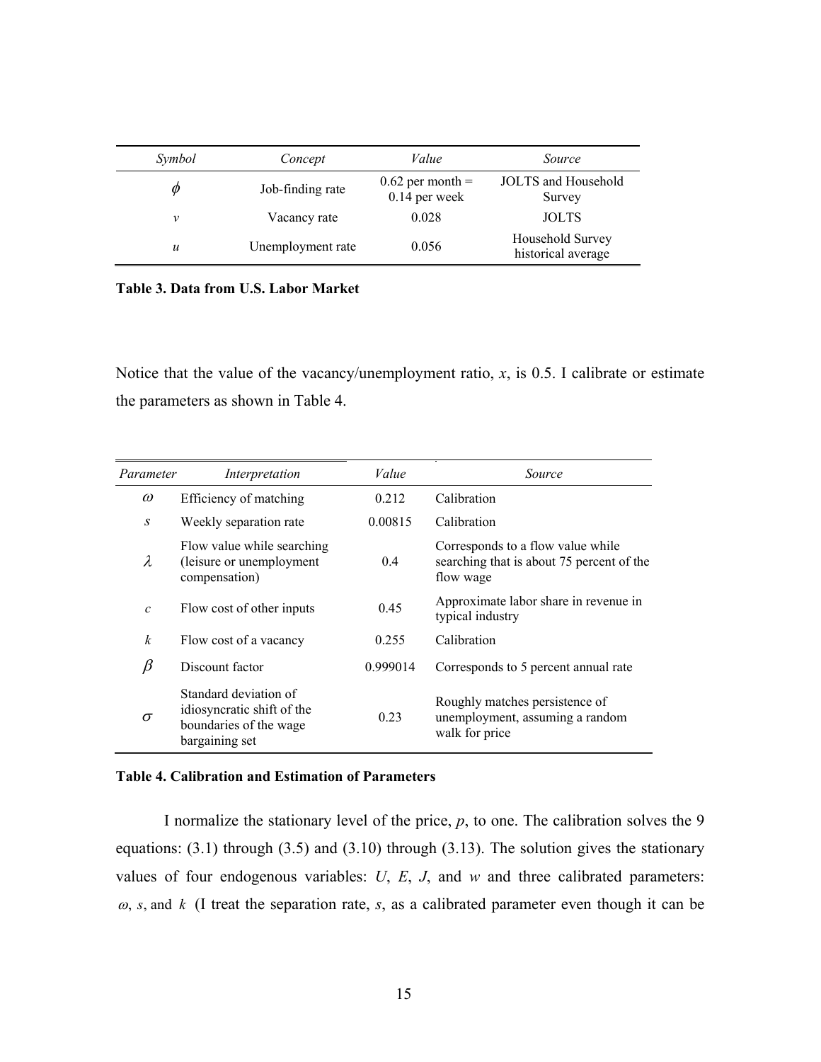| *Symbol* | *Concept* | *Value* | *Source* |
|---|---|---|---|
| $\phi$ | Job-finding rate | 0.62 per month = 0.14 per week | JOLTS and Household Survey |
| $v$ | Vacancy rate | 0.028 | JOLTS |
| $u$ | Unemployment rate | 0.056 | Household Survey historical average |

**Table 3. Data from U.S. Labor Market**

Notice that the value of the vacancy/unemployment ratio, $x$, is 0.5. I calibrate or estimate the parameters as shown in Table 4.

| *Parameter* | *Interpretation* | *Value* | *Source* |
|---|---|---|---|
| $\omega$ | Efficiency of matching | 0.212 | Calibration |
| $s$ | Weekly separation rate | 0.00815 | Calibration |
| $\lambda$ | Flow value while searching (leisure or unemployment compensation) | 0.4 | Corresponds to a flow value while searching that is about 75 percent of the flow wage |
| $c$ | Flow cost of other inputs | 0.45 | Approximate labor share in revenue in typical industry |
| $k$ | Flow cost of a vacancy | 0.255 | Calibration |
| $\beta$ | Discount factor | 0.999014 | Corresponds to 5 percent annual rate |
| $\sigma$ | Standard deviation of idiosyncratic shift of the boundaries of the wage bargaining set | 0.23 | Roughly matches persistence of unemployment, assuming a random walk for price |

**Table 4. Calibration and Estimation of Parameters**

I normalize the stationary level of the price, $p$, to one. The calibration solves the 9 equations: (3.1) through (3.5) and (3.10) through (3.13). The solution gives the stationary values of four endogenous variables: $U$, $E$, $J$, and $w$ and three calibrated parameters: $\omega$, $s$, and $k$ (I treat the separation rate, $s$, as a calibrated parameter even though it can be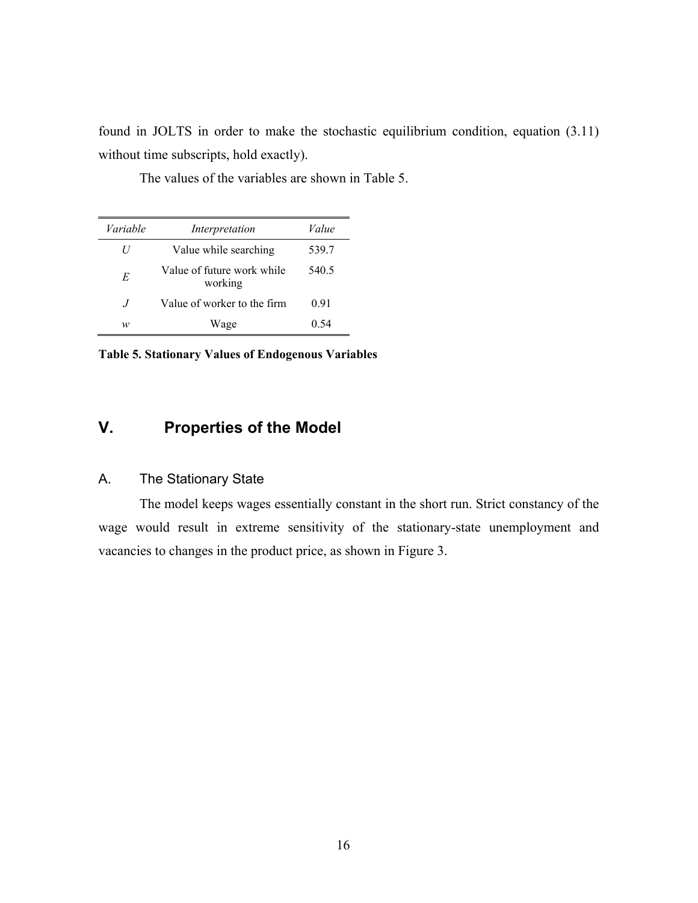found in JOLTS in order to make the stochastic equilibrium condition, equation (3.11) without time subscripts, hold exactly).

The values of the variables are shown in Table 5.

| *Variable* | *Interpretation* | *Value* |
|---|---|---|
| $U$ | Value while searching | 539.7 |
| $E$ | Value of future work while working | 540.5 |
| $J$ | Value of worker to the firm | 0.91 |
| $w$ | Wage | 0.54 |

**Table 5. Stationary Values of Endogenous Variables**

# V. Properties of the Model

## A. The Stationary State

The model keeps wages essentially constant in the short run. Strict constancy of the wage would result in extreme sensitivity of the stationary-state unemployment and vacancies to changes in the product price, as shown in Figure 3.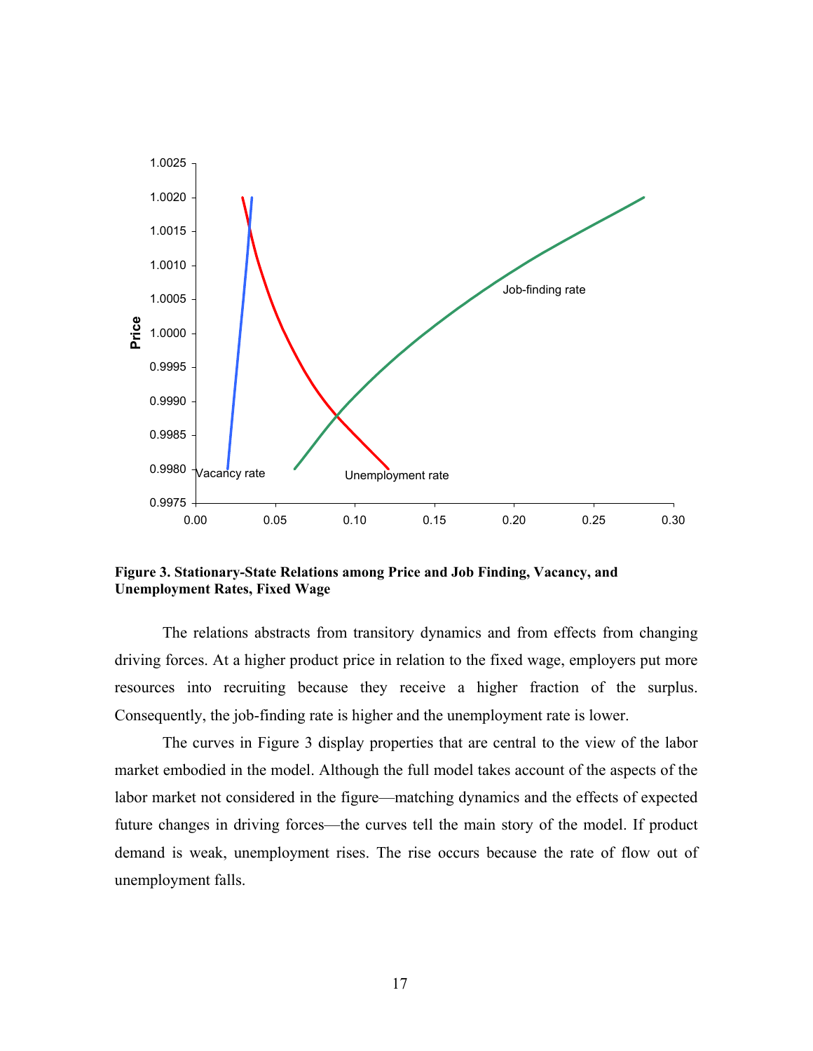**Figure 3. Stationary-State Relations among Price and Job Finding, Vacancy, and Unemployment Rates, Fixed Wage**

The relations abstracts from transitory dynamics and from effects from changing driving forces. At a higher product price in relation to the fixed wage, employers put more resources into recruiting because they receive a higher fraction of the surplus. Consequently, the job-finding rate is higher and the unemployment rate is lower.

The curves in Figure 3 display properties that are central to the view of the labor market embodied in the model. Although the full model takes account of the aspects of the labor market not considered in the figure—matching dynamics and the effects of expected future changes in driving forces—the curves tell the main story of the model. If product demand is weak, unemployment rises. The rise occurs because the rate of flow out of unemployment falls.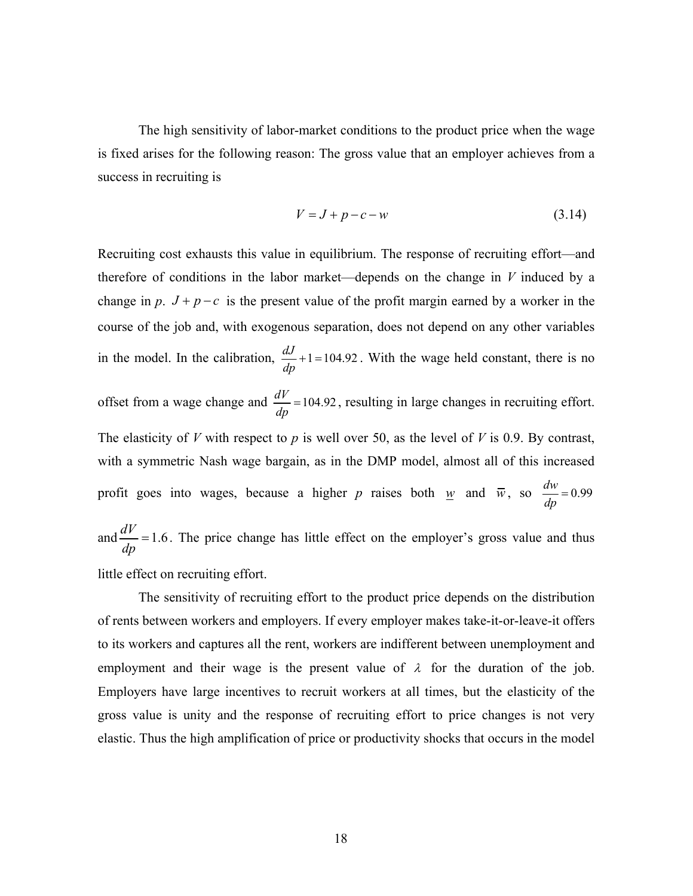The high sensitivity of labor-market conditions to the product price when the wage is fixed arises for the following reason: The gross value that an employer achieves from a success in recruiting is

$$V = J + p - c - w \tag{3.14}$$

Recruiting cost exhausts this value in equilibrium. The response of recruiting effort—and therefore of conditions in the labor market—depends on the change in $V$ induced by a change in $p$. $J + p - c$ is the present value of the profit margin earned by a worker in the course of the job and, with exogenous separation, does not depend on any other variables in the model. In the calibration, $\frac{dJ}{dp} + 1 = 104.92$. With the wage held constant, there is no offset from a wage change and $\frac{dV}{dp} = 104.92$, resulting in large changes in recruiting effort. The elasticity of $V$ with respect to $p$ is well over 50, as the level of $V$ is 0.9. By contrast, with a symmetric Nash wage bargain, as in the DMP model, almost all of this increased profit goes into wages, because a higher $p$ raises both $\underline{w}$ and $\overline{w}$, so $\frac{dw}{dp} = 0.99$ and $\frac{dV}{dp} = 1.6$. The price change has little effect on the employer's gross value and thus little effect on recruiting effort.

The sensitivity of recruiting effort to the product price depends on the distribution of rents between workers and employers. If every employer makes take-it-or-leave-it offers to its workers and captures all the rent, workers are indifferent between unemployment and employment and their wage is the present value of $\lambda$ for the duration of the job. Employers have large incentives to recruit workers at all times, but the elasticity of the gross value is unity and the response of recruiting effort to price changes is not very elastic. Thus the high amplification of price or productivity shocks that occurs in the model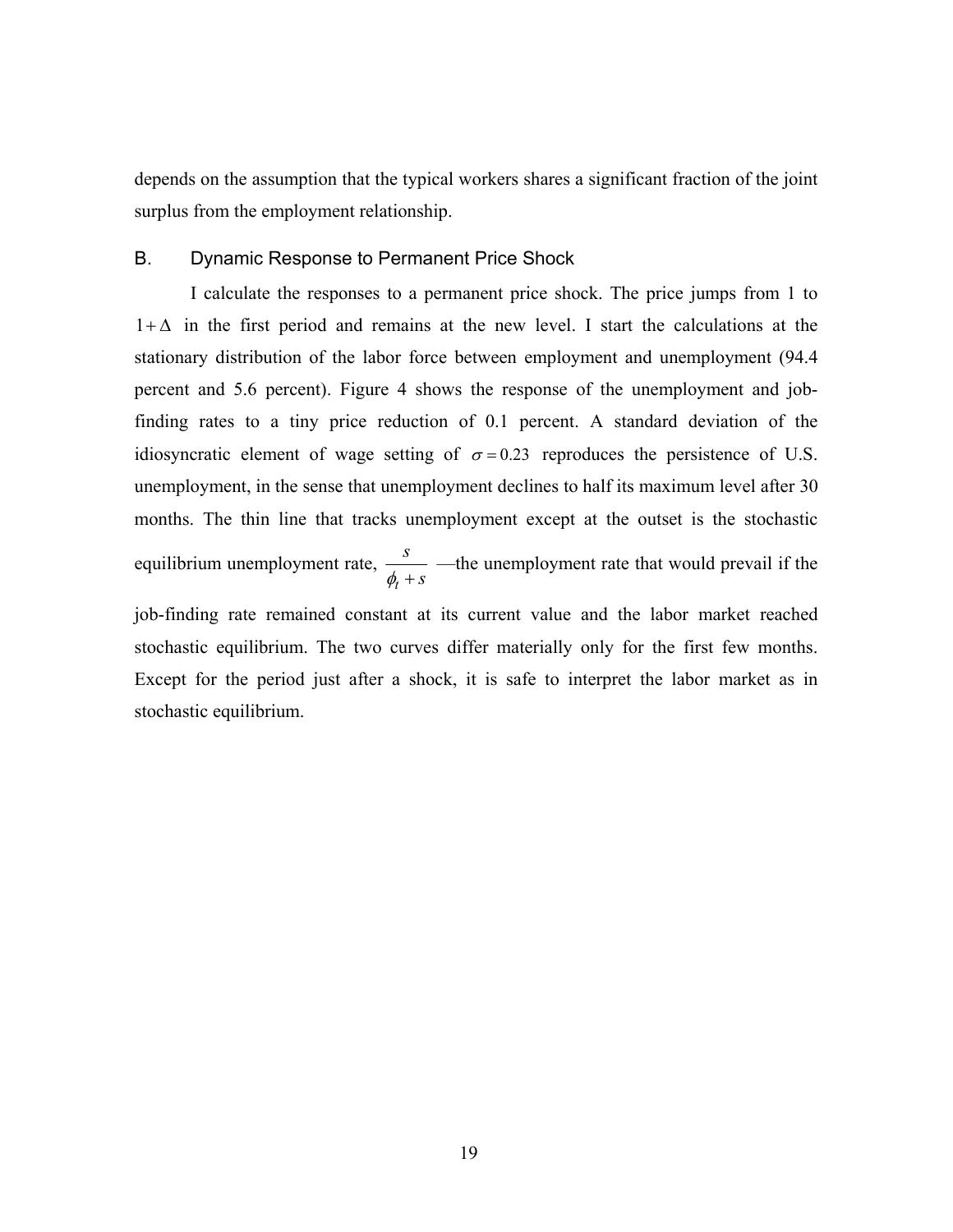depends on the assumption that the typical workers shares a significant fraction of the joint surplus from the employment relationship.

## B. Dynamic Response to Permanent Price Shock

I calculate the responses to a permanent price shock. The price jumps from 1 to $1+\Delta$ in the first period and remains at the new level. I start the calculations at the stationary distribution of the labor force between employment and unemployment (94.4 percent and 5.6 percent). Figure 4 shows the response of the unemployment and job-finding rates to a tiny price reduction of 0.1 percent. A standard deviation of the idiosyncratic element of wage setting of $\sigma = 0.23$ reproduces the persistence of U.S. unemployment, in the sense that unemployment declines to half its maximum level after 30 months. The thin line that tracks unemployment except at the outset is the stochastic equilibrium unemployment rate, $\frac{s}{\phi_t + s}$ —the unemployment rate that would prevail if the job-finding rate remained constant at its current value and the labor market reached stochastic equilibrium. The two curves differ materially only for the first few months. Except for the period just after a shock, it is safe to interpret the labor market as in stochastic equilibrium.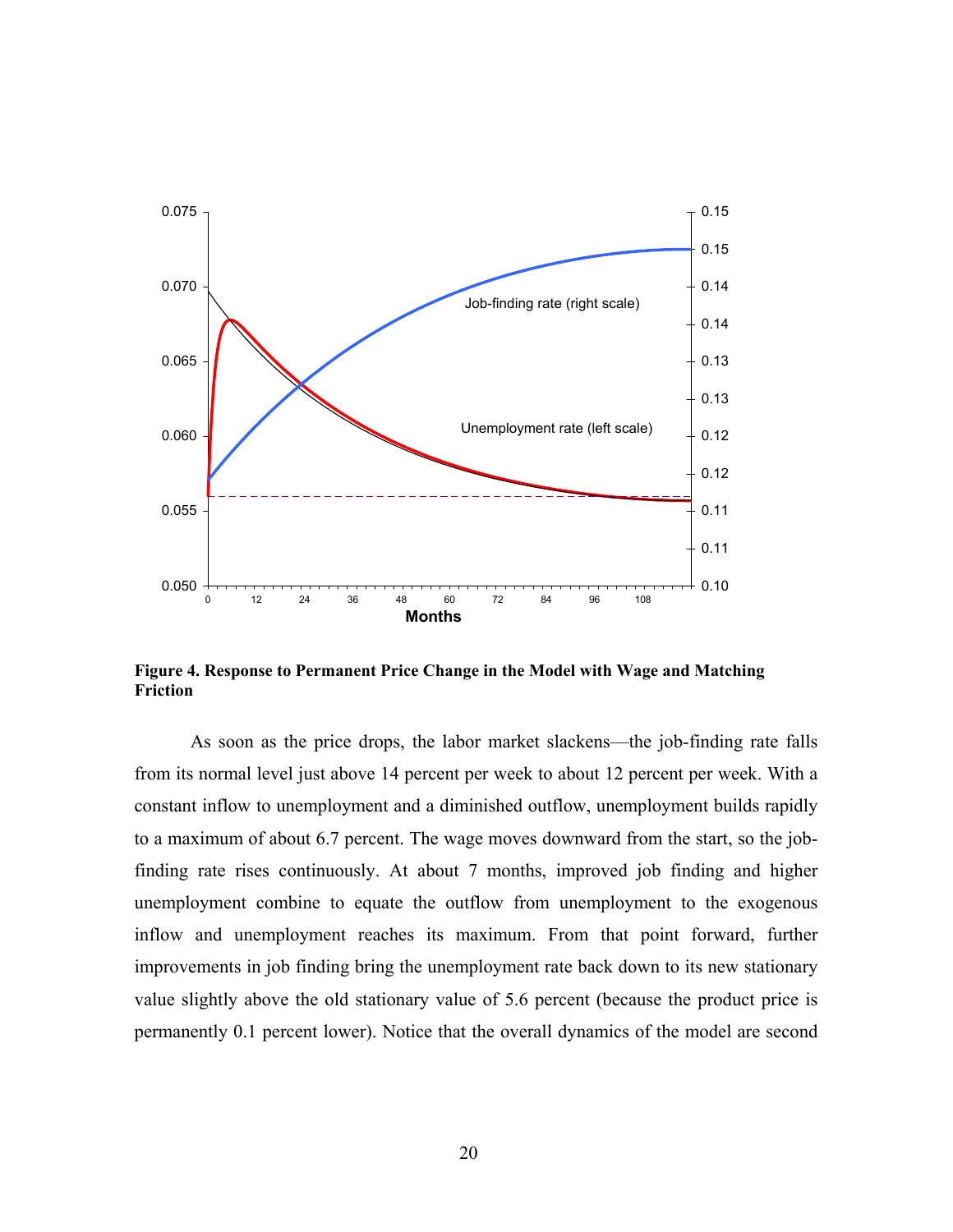**Figure 4. Response to Permanent Price Change in the Model with Wage and Matching Friction**

As soon as the price drops, the labor market slackens—the job-finding rate falls from its normal level just above 14 percent per week to about 12 percent per week. With a constant inflow to unemployment and a diminished outflow, unemployment builds rapidly to a maximum of about 6.7 percent. The wage moves downward from the start, so the job-finding rate rises continuously. At about 7 months, improved job finding and higher unemployment combine to equate the outflow from unemployment to the exogenous inflow and unemployment reaches its maximum. From that point forward, further improvements in job finding bring the unemployment rate back down to its new stationary value slightly above the old stationary value of 5.6 percent (because the product price is permanently 0.1 percent lower). Notice that the overall dynamics of the model are second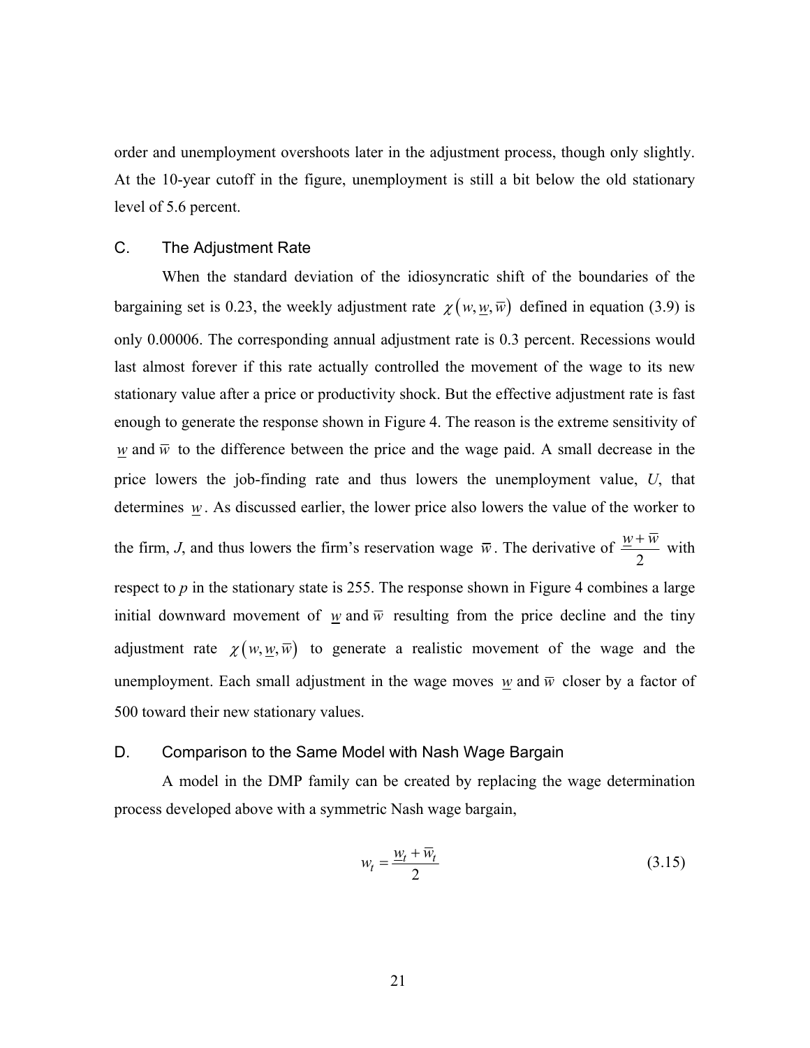order and unemployment overshoots later in the adjustment process, though only slightly. At the 10-year cutoff in the figure, unemployment is still a bit below the old stationary level of 5.6 percent.

## C. The Adjustment Rate

When the standard deviation of the idiosyncratic shift of the boundaries of the bargaining set is 0.23, the weekly adjustment rate $\chi\left(w, \underline{w}, \overline{w}\right)$ defined in equation (3.9) is only 0.00006. The corresponding annual adjustment rate is 0.3 percent. Recessions would last almost forever if this rate actually controlled the movement of the wage to its new stationary value after a price or productivity shock. But the effective adjustment rate is fast enough to generate the response shown in Figure 4. The reason is the extreme sensitivity of $\underline{w}$ and $\overline{w}$ to the difference between the price and the wage paid. A small decrease in the price lowers the job-finding rate and thus lowers the unemployment value, *U*, that determines $\underline{w}$. As discussed earlier, the lower price also lowers the value of the worker to the firm, *J*, and thus lowers the firm's reservation wage $\overline{w}$. The derivative of $\frac{\underline{w}+\overline{w}}{2}$ with respect to *p* in the stationary state is 255. The response shown in Figure 4 combines a large initial downward movement of $\underline{w}$ and $\overline{w}$ resulting from the price decline and the tiny adjustment rate $\chi\left(w, \underline{w}, \overline{w}\right)$ to generate a realistic movement of the wage and the unemployment. Each small adjustment in the wage moves $\underline{w}$ and $\overline{w}$ closer by a factor of 500 toward their new stationary values.

## D. Comparison to the Same Model with Nash Wage Bargain

A model in the DMP family can be created by replacing the wage determination process developed above with a symmetric Nash wage bargain,

$$w_t = \frac{\underline{w}_t + \overline{w}_t}{2} \tag{3.15}$$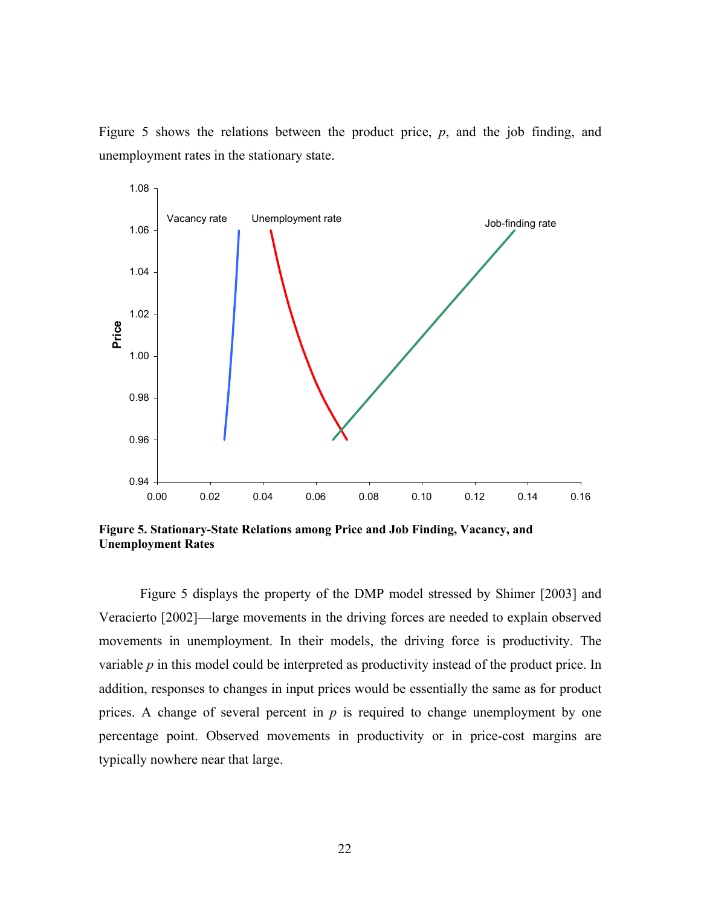Figure 5 shows the relations between the product price, $p$, and the job finding, and unemployment rates in the stationary state.

**Figure 5. Stationary-State Relations among Price and Job Finding, Vacancy, and Unemployment Rates**

Figure 5 displays the property of the DMP model stressed by Shimer [2003] and Veracierto [2002]—large movements in the driving forces are needed to explain observed movements in unemployment. In their models, the driving force is productivity. The variable $p$ in this model could be interpreted as productivity instead of the product price. In addition, responses to changes in input prices would be essentially the same as for product prices. A change of several percent in $p$ is required to change unemployment by one percentage point. Observed movements in productivity or in price-cost margins are typically nowhere near that large.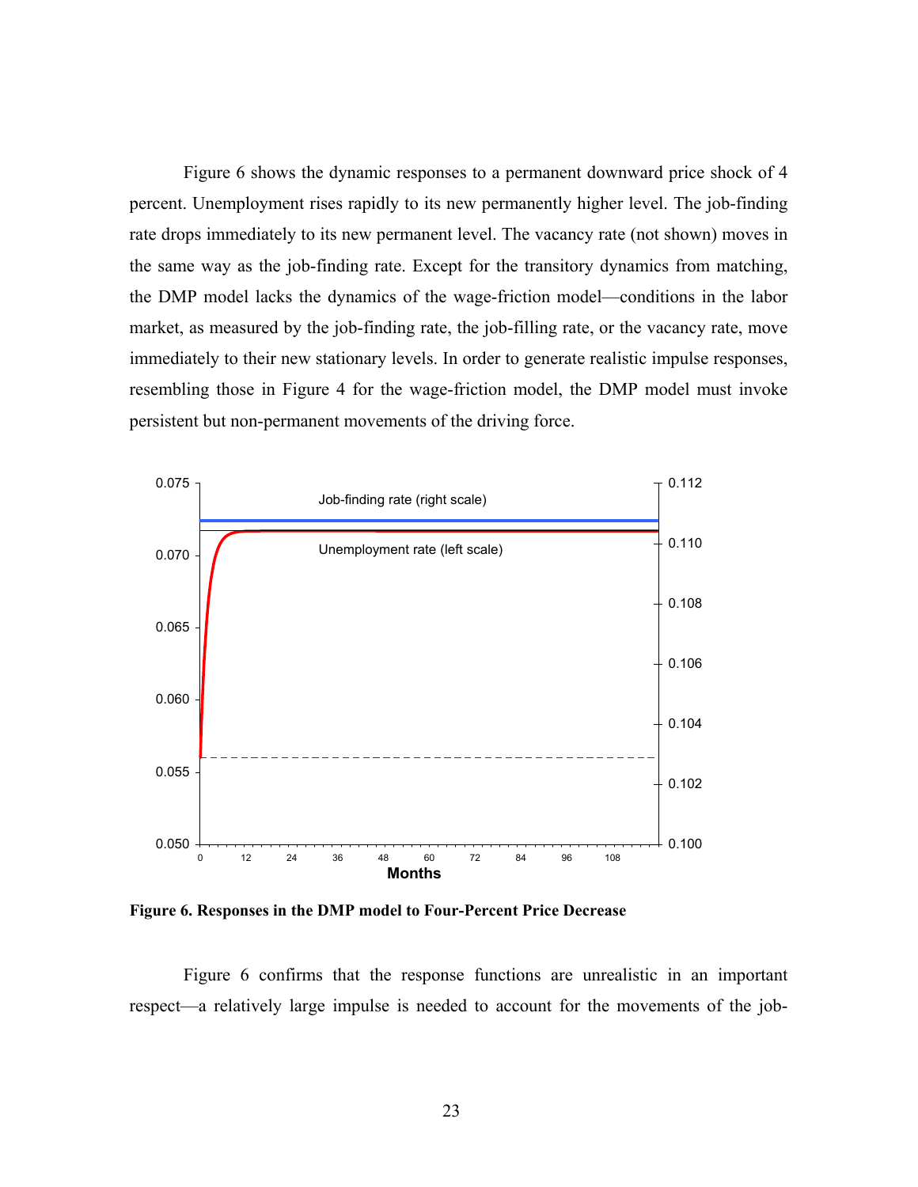Figure 6 shows the dynamic responses to a permanent downward price shock of 4 percent. Unemployment rises rapidly to its new permanently higher level. The job-finding rate drops immediately to its new permanent level. The vacancy rate (not shown) moves in the same way as the job-finding rate. Except for the transitory dynamics from matching, the DMP model lacks the dynamics of the wage-friction model—conditions in the labor market, as measured by the job-finding rate, the job-filling rate, or the vacancy rate, move immediately to their new stationary levels. In order to generate realistic impulse responses, resembling those in Figure 4 for the wage-friction model, the DMP model must invoke persistent but non-permanent movements of the driving force.

**Figure 6. Responses in the DMP model to Four-Percent Price Decrease**

Figure 6 confirms that the response functions are unrealistic in an important respect—a relatively large impulse is needed to account for the movements of the job-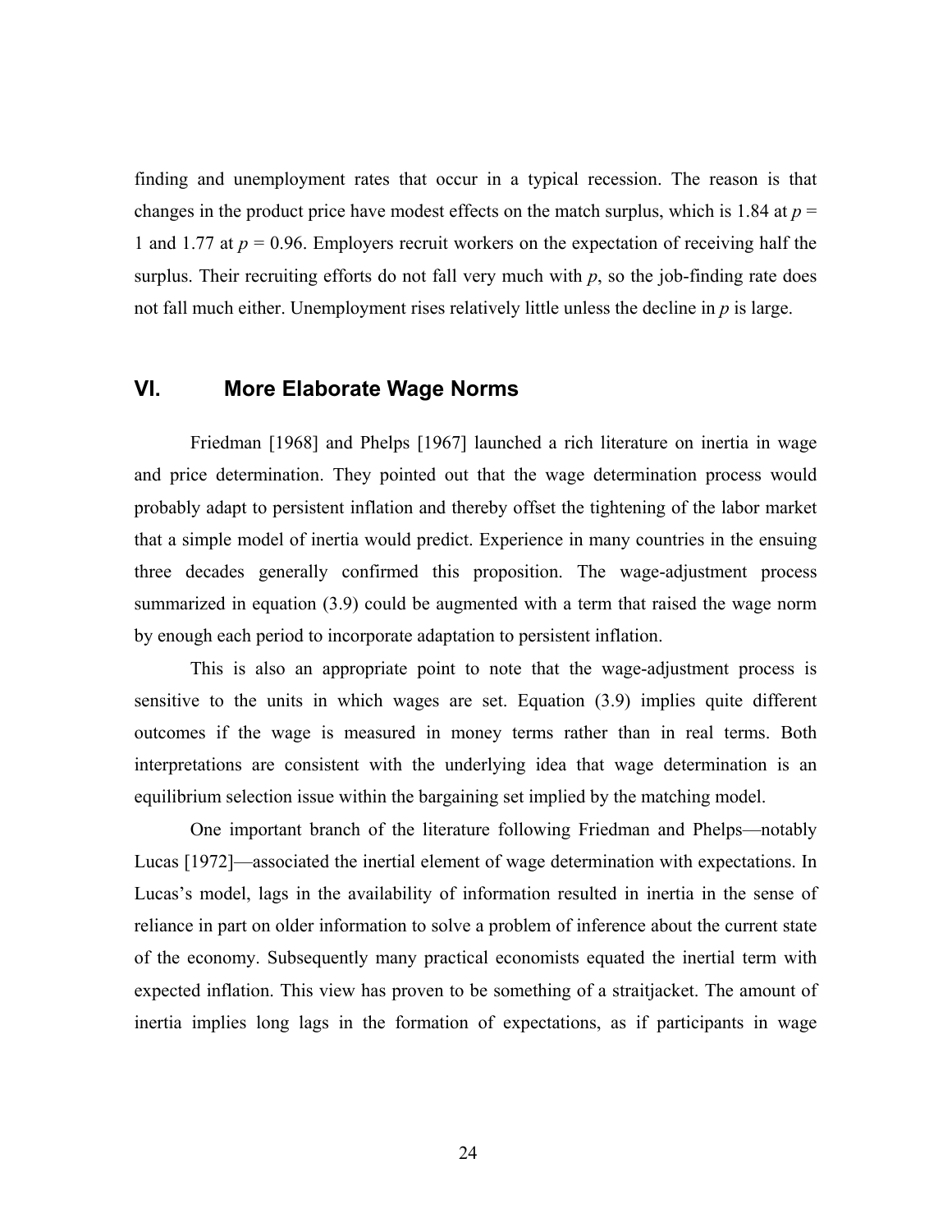finding and unemployment rates that occur in a typical recession. The reason is that changes in the product price have modest effects on the match surplus, which is 1.84 at $p$ = 1 and 1.77 at $p$ = 0.96. Employers recruit workers on the expectation of receiving half the surplus. Their recruiting efforts do not fall very much with $p$, so the job-finding rate does not fall much either. Unemployment rises relatively little unless the decline in $p$ is large.

## VI. More Elaborate Wage Norms

Friedman [1968] and Phelps [1967] launched a rich literature on inertia in wage and price determination. They pointed out that the wage determination process would probably adapt to persistent inflation and thereby offset the tightening of the labor market that a simple model of inertia would predict. Experience in many countries in the ensuing three decades generally confirmed this proposition. The wage-adjustment process summarized in equation (3.9) could be augmented with a term that raised the wage norm by enough each period to incorporate adaptation to persistent inflation.

This is also an appropriate point to note that the wage-adjustment process is sensitive to the units in which wages are set. Equation (3.9) implies quite different outcomes if the wage is measured in money terms rather than in real terms. Both interpretations are consistent with the underlying idea that wage determination is an equilibrium selection issue within the bargaining set implied by the matching model.

One important branch of the literature following Friedman and Phelps—notably Lucas [1972]—associated the inertial element of wage determination with expectations. In Lucas's model, lags in the availability of information resulted in inertia in the sense of reliance in part on older information to solve a problem of inference about the current state of the economy. Subsequently many practical economists equated the inertial term with expected inflation. This view has proven to be something of a straitjacket. The amount of inertia implies long lags in the formation of expectations, as if participants in wage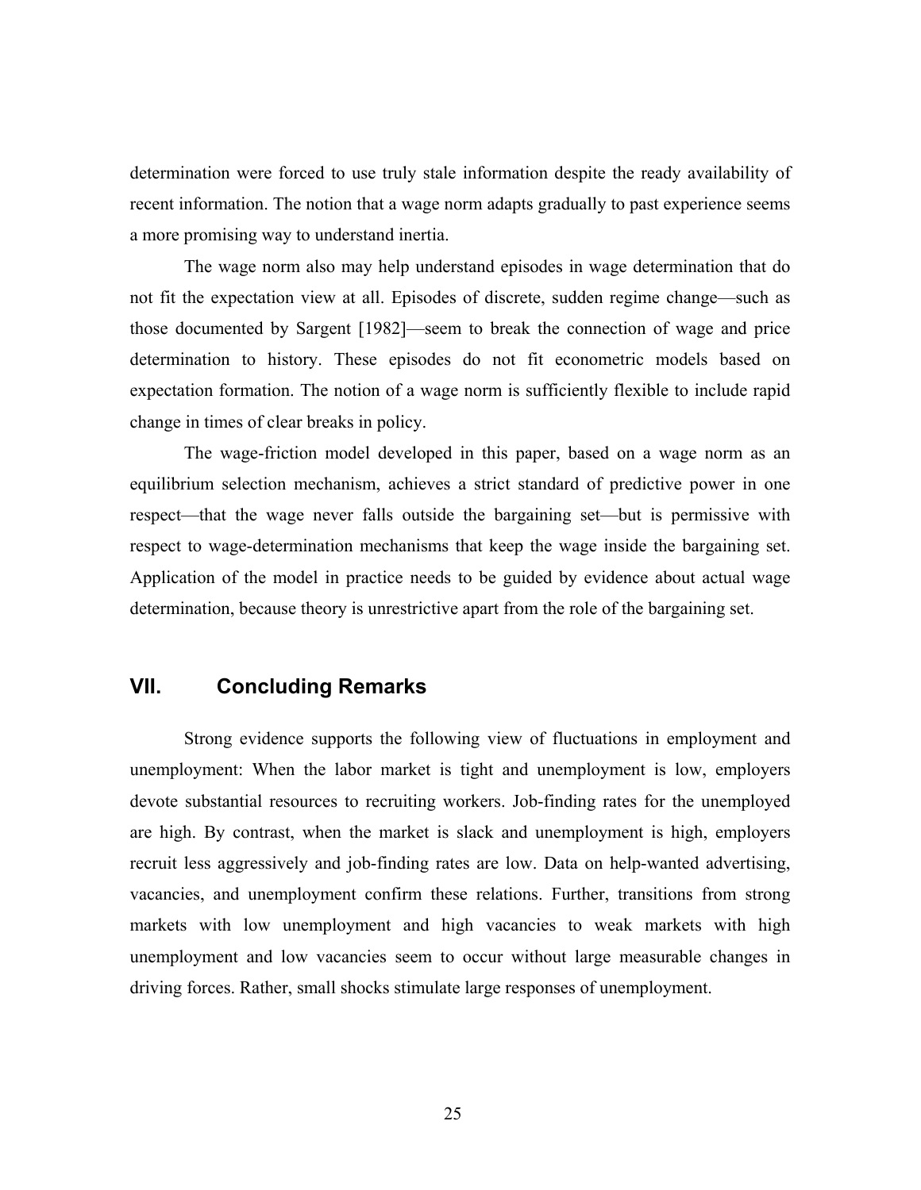determination were forced to use truly stale information despite the ready availability of recent information. The notion that a wage norm adapts gradually to past experience seems a more promising way to understand inertia.

The wage norm also may help understand episodes in wage determination that do not fit the expectation view at all. Episodes of discrete, sudden regime change—such as those documented by Sargent [1982]—seem to break the connection of wage and price determination to history. These episodes do not fit econometric models based on expectation formation. The notion of a wage norm is sufficiently flexible to include rapid change in times of clear breaks in policy.

The wage-friction model developed in this paper, based on a wage norm as an equilibrium selection mechanism, achieves a strict standard of predictive power in one respect—that the wage never falls outside the bargaining set—but is permissive with respect to wage-determination mechanisms that keep the wage inside the bargaining set. Application of the model in practice needs to be guided by evidence about actual wage determination, because theory is unrestrictive apart from the role of the bargaining set.

## VII. Concluding Remarks

Strong evidence supports the following view of fluctuations in employment and unemployment: When the labor market is tight and unemployment is low, employers devote substantial resources to recruiting workers. Job-finding rates for the unemployed are high. By contrast, when the market is slack and unemployment is high, employers recruit less aggressively and job-finding rates are low. Data on help-wanted advertising, vacancies, and unemployment confirm these relations. Further, transitions from strong markets with low unemployment and high vacancies to weak markets with high unemployment and low vacancies seem to occur without large measurable changes in driving forces. Rather, small shocks stimulate large responses of unemployment.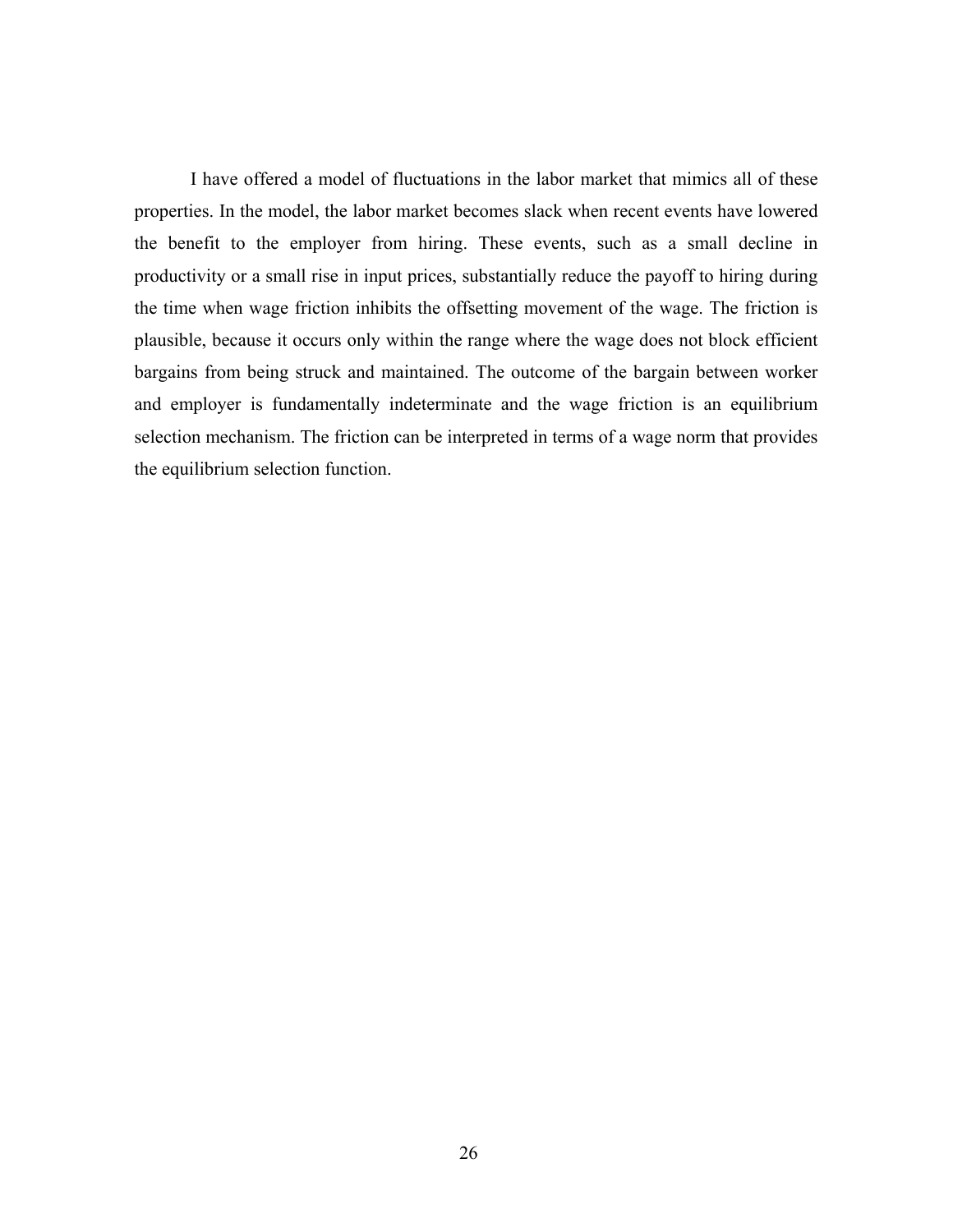I have offered a model of fluctuations in the labor market that mimics all of these properties. In the model, the labor market becomes slack when recent events have lowered the benefit to the employer from hiring. These events, such as a small decline in productivity or a small rise in input prices, substantially reduce the payoff to hiring during the time when wage friction inhibits the offsetting movement of the wage. The friction is plausible, because it occurs only within the range where the wage does not block efficient bargains from being struck and maintained. The outcome of the bargain between worker and employer is fundamentally indeterminate and the wage friction is an equilibrium selection mechanism. The friction can be interpreted in terms of a wage norm that provides the equilibrium selection function.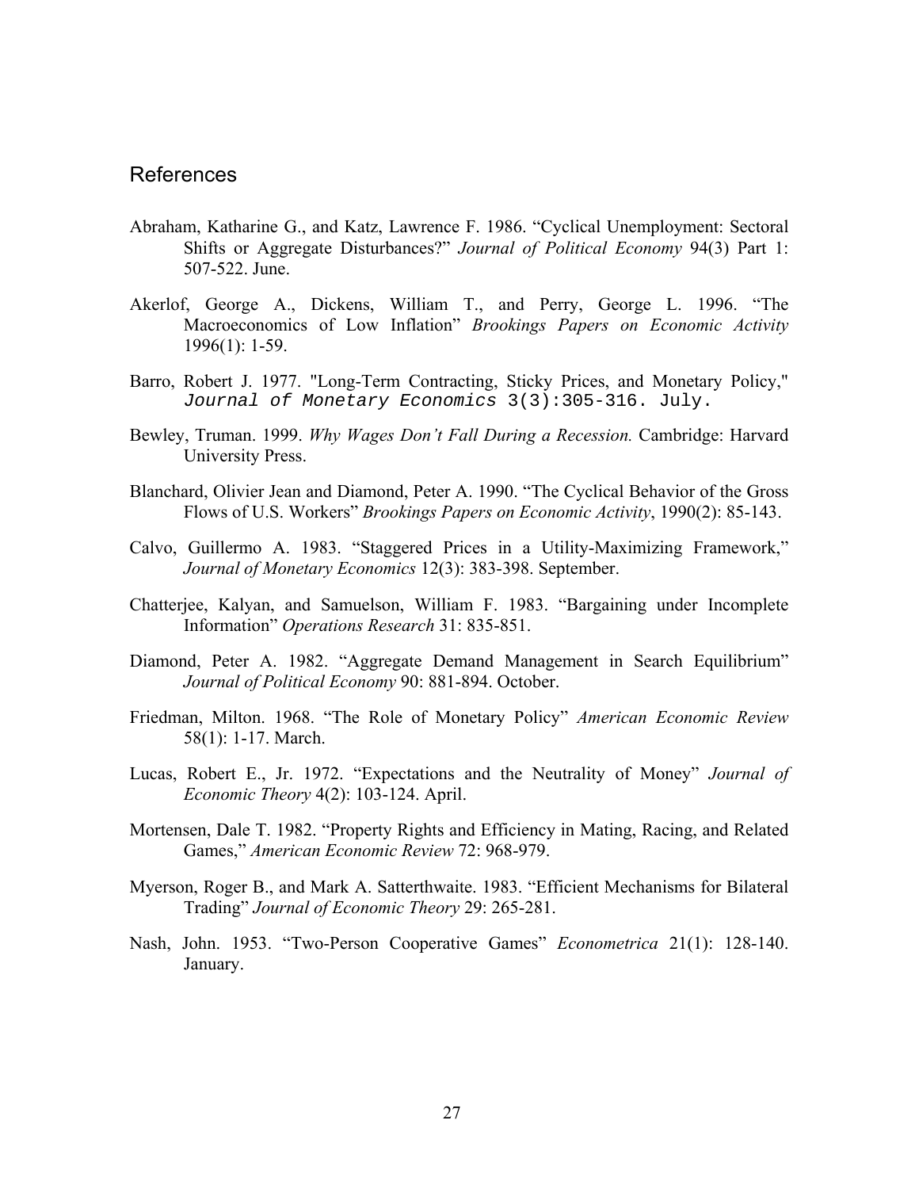## References

Abraham, Katharine G., and Katz, Lawrence F. 1986. "Cyclical Unemployment: Sectoral Shifts or Aggregate Disturbances?" *Journal of Political Economy* 94(3) Part 1: 507-522. June.

Akerlof, George A., Dickens, William T., and Perry, George L. 1996. "The Macroeconomics of Low Inflation" *Brookings Papers on Economic Activity* 1996(1): 1-59.

Barro, Robert J. 1977. "Long-Term Contracting, Sticky Prices, and Monetary Policy," *Journal of Monetary Economics* 3(3):305-316. July.

Bewley, Truman. 1999. *Why Wages Don't Fall During a Recession.* Cambridge: Harvard University Press.

Blanchard, Olivier Jean and Diamond, Peter A. 1990. "The Cyclical Behavior of the Gross Flows of U.S. Workers" *Brookings Papers on Economic Activity*, 1990(2): 85-143.

Calvo, Guillermo A. 1983. "Staggered Prices in a Utility-Maximizing Framework," *Journal of Monetary Economics* 12(3): 383-398. September.

Chatterjee, Kalyan, and Samuelson, William F. 1983. "Bargaining under Incomplete Information" *Operations Research* 31: 835-851.

Diamond, Peter A. 1982. "Aggregate Demand Management in Search Equilibrium" *Journal of Political Economy* 90: 881-894. October.

Friedman, Milton. 1968. "The Role of Monetary Policy" *American Economic Review* 58(1): 1-17. March.

Lucas, Robert E., Jr. 1972. "Expectations and the Neutrality of Money" *Journal of Economic Theory* 4(2): 103-124. April.

Mortensen, Dale T. 1982. "Property Rights and Efficiency in Mating, Racing, and Related Games," *American Economic Review* 72: 968-979.

Myerson, Roger B., and Mark A. Satterthwaite. 1983. "Efficient Mechanisms for Bilateral Trading" *Journal of Economic Theory* 29: 265-281.

Nash, John. 1953. "Two-Person Cooperative Games" *Econometrica* 21(1): 128-140. January.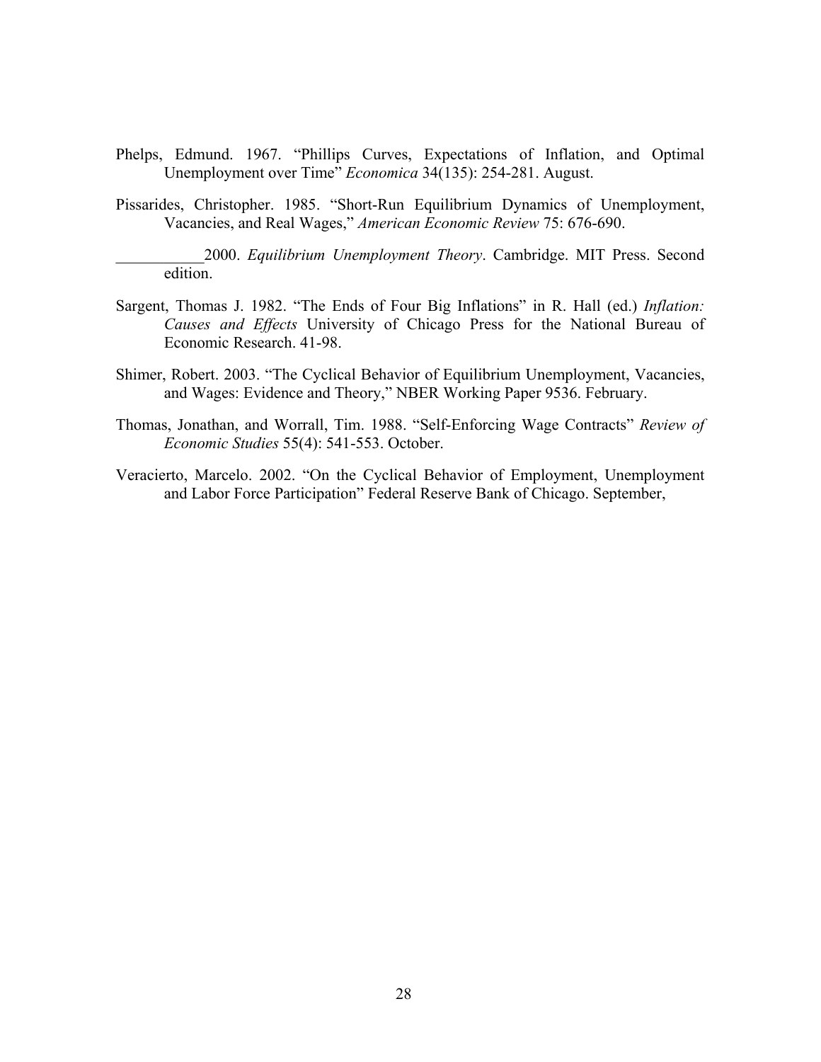Phelps, Edmund. 1967. "Phillips Curves, Expectations of Inflation, and Optimal Unemployment over Time" *Economica* 34(135): 254-281. August.

Pissarides, Christopher. 1985. "Short-Run Equilibrium Dynamics of Unemployment, Vacancies, and Real Wages," *American Economic Review* 75: 676-690.

___________2000. *Equilibrium Unemployment Theory*. Cambridge. MIT Press. Second edition.

Sargent, Thomas J. 1982. "The Ends of Four Big Inflations" in R. Hall (ed.) *Inflation: Causes and Effects* University of Chicago Press for the National Bureau of Economic Research. 41-98.

Shimer, Robert. 2003. "The Cyclical Behavior of Equilibrium Unemployment, Vacancies, and Wages: Evidence and Theory," NBER Working Paper 9536. February.

Thomas, Jonathan, and Worrall, Tim. 1988. "Self-Enforcing Wage Contracts" *Review of Economic Studies* 55(4): 541-553. October.

Veracierto, Marcelo. 2002. "On the Cyclical Behavior of Employment, Unemployment and Labor Force Participation" Federal Reserve Bank of Chicago. September,